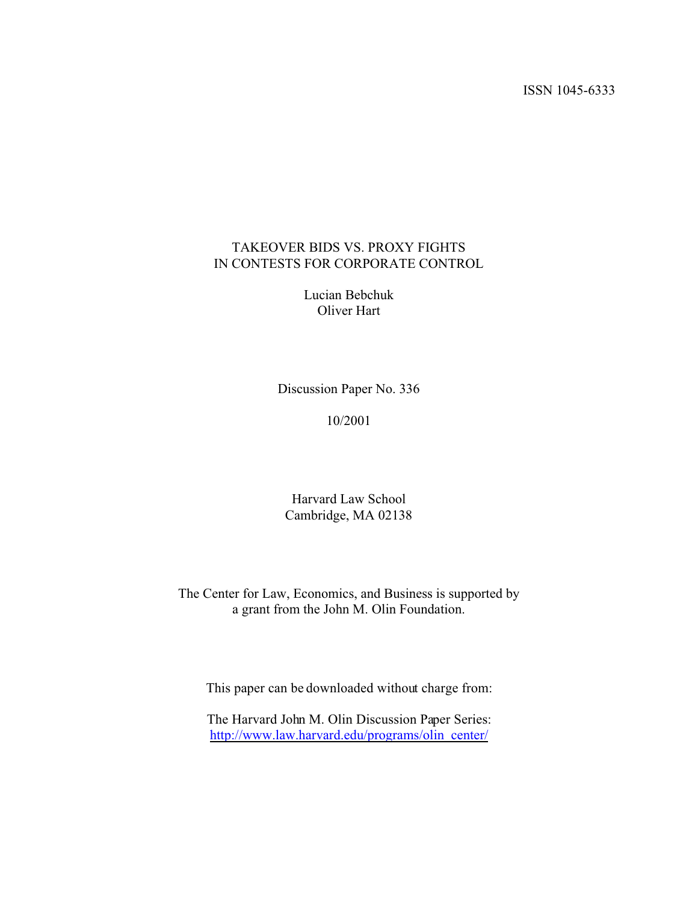ISSN 1045-6333

# TAKEOVER BIDS VS. PROXY FIGHTS IN CONTESTS FOR CORPORATE CONTROL

Lucian Bebchuk
Oliver Hart

Discussion Paper No. 336

10/2001

Harvard Law School
Cambridge, MA 02138

The Center for Law, Economics, and Business is supported by a grant from the John M. Olin Foundation.

This paper can be downloaded without charge from:

The Harvard John M. Olin Discussion Paper Series:
http://www.law.harvard.edu/programs/olin_center/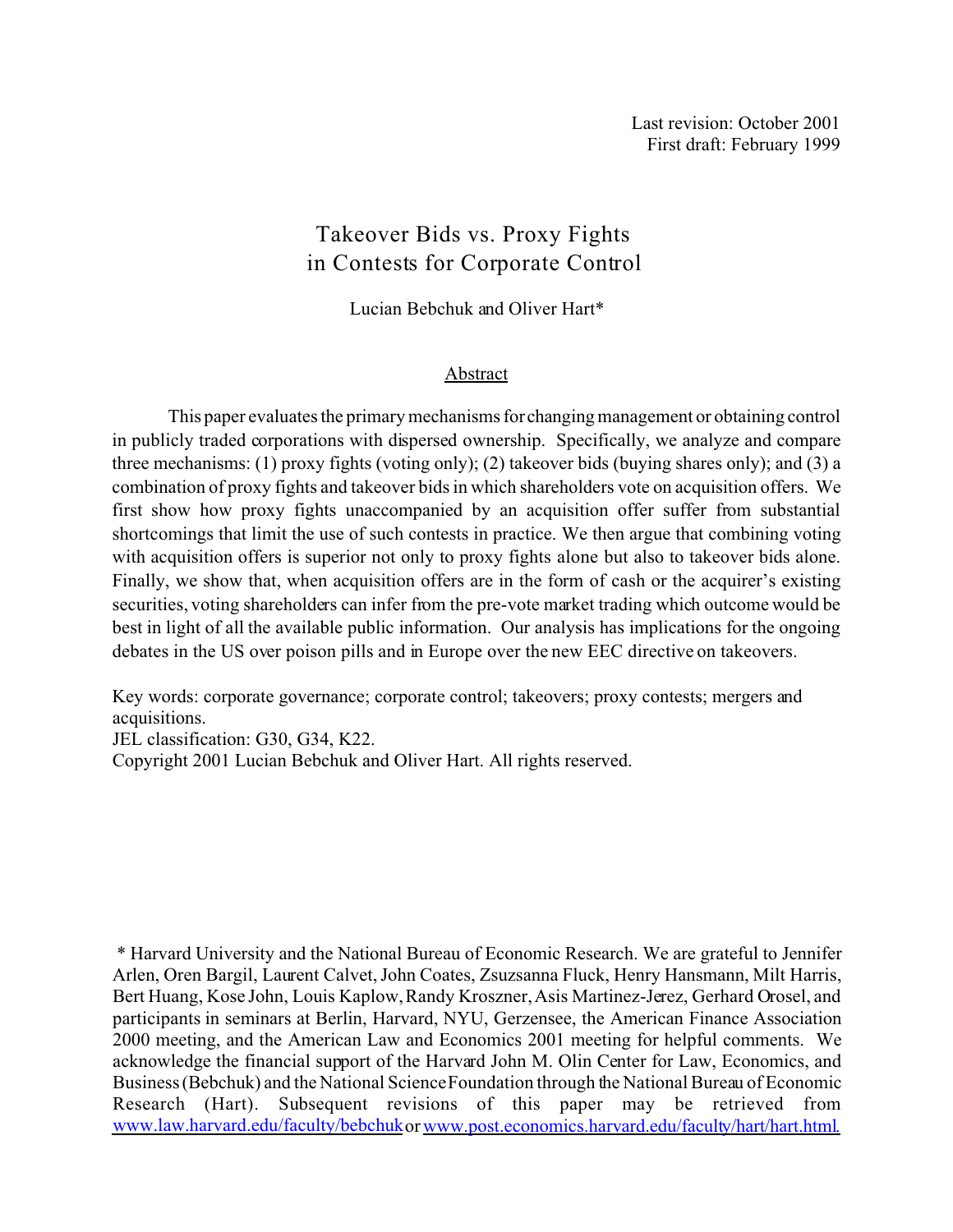Last revision: October 2001
First draft: February 1999

# Takeover Bids vs. Proxy Fights in Contests for Corporate Control

Lucian Bebchuk and Oliver Hart*

## Abstract

This paper evaluates the primary mechanisms for changing management or obtaining control in publicly traded corporations with dispersed ownership. Specifically, we analyze and compare three mechanisms: (1) proxy fights (voting only); (2) takeover bids (buying shares only); and (3) a combination of proxy fights and takeover bids in which shareholders vote on acquisition offers. We first show how proxy fights unaccompanied by an acquisition offer suffer from substantial shortcomings that limit the use of such contests in practice. We then argue that combining voting with acquisition offers is superior not only to proxy fights alone but also to takeover bids alone. Finally, we show that, when acquisition offers are in the form of cash or the acquirer's existing securities, voting shareholders can infer from the pre-vote market trading which outcome would be best in light of all the available public information. Our analysis has implications for the ongoing debates in the US over poison pills and in Europe over the new EEC directive on takeovers.

Key words: corporate governance; corporate control; takeovers; proxy contests; mergers and acquisitions.
JEL classification: G30, G34, K22.
Copyright 2001 Lucian Bebchuk and Oliver Hart. All rights reserved.

\* Harvard University and the National Bureau of Economic Research. We are grateful to Jennifer Arlen, Oren Bargil, Laurent Calvet, John Coates, Zsuzsanna Fluck, Henry Hansmann, Milt Harris, Bert Huang, Kose John, Louis Kaplow, Randy Kroszner, Asis Martinez-Jerez, Gerhard Orosel, and participants in seminars at Berlin, Harvard, NYU, Gerzensee, the American Finance Association 2000 meeting, and the American Law and Economics 2001 meeting for helpful comments. We acknowledge the financial support of the Harvard John M. Olin Center for Law, Economics, and Business (Bebchuk) and the National Science Foundation through the National Bureau of Economic Research (Hart). Subsequent revisions of this paper may be retrieved from www.law.harvard.edu/faculty/bebchuk or www.post.economics.harvard.edu/faculty/hart/hart.html.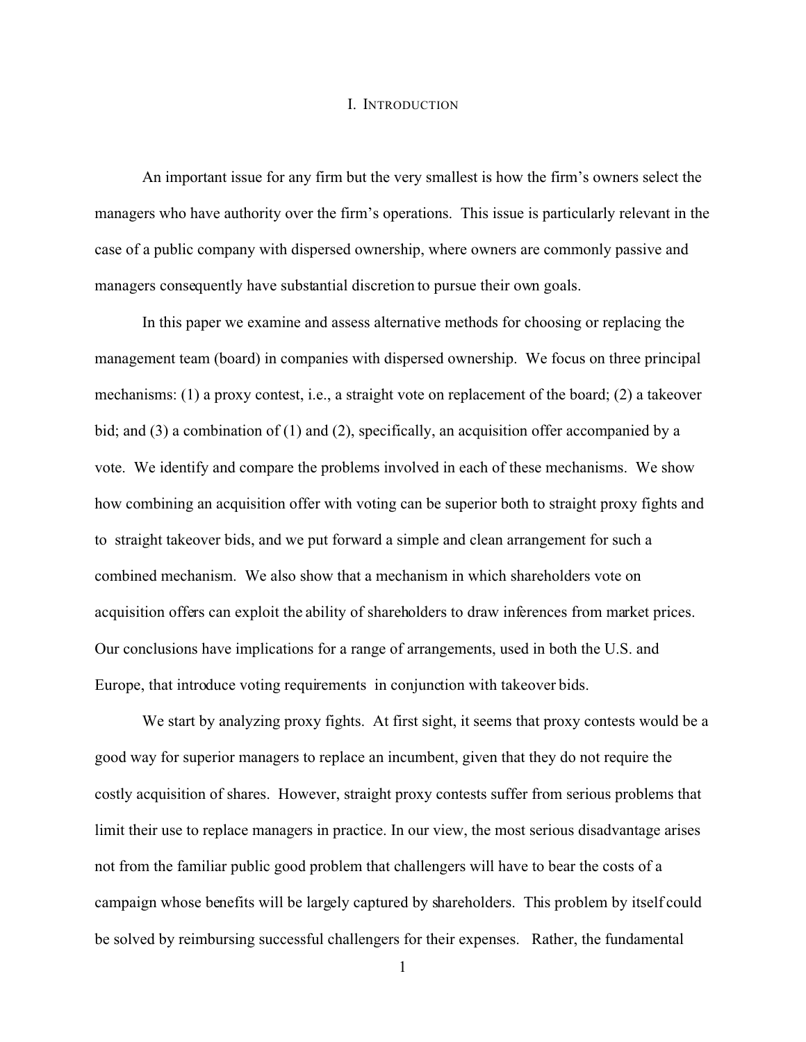# I. INTRODUCTION

An important issue for any firm but the very smallest is how the firm's owners select the managers who have authority over the firm's operations. This issue is particularly relevant in the case of a public company with dispersed ownership, where owners are commonly passive and managers consequently have substantial discretion to pursue their own goals.

In this paper we examine and assess alternative methods for choosing or replacing the management team (board) in companies with dispersed ownership. We focus on three principal mechanisms: (1) a proxy contest, i.e., a straight vote on replacement of the board; (2) a takeover bid; and (3) a combination of (1) and (2), specifically, an acquisition offer accompanied by a vote. We identify and compare the problems involved in each of these mechanisms. We show how combining an acquisition offer with voting can be superior both to straight proxy fights and to straight takeover bids, and we put forward a simple and clean arrangement for such a combined mechanism. We also show that a mechanism in which shareholders vote on acquisition offers can exploit the ability of shareholders to draw inferences from market prices. Our conclusions have implications for a range of arrangements, used in both the U.S. and Europe, that introduce voting requirements in conjunction with takeover bids.

We start by analyzing proxy fights. At first sight, it seems that proxy contests would be a good way for superior managers to replace an incumbent, given that they do not require the costly acquisition of shares. However, straight proxy contests suffer from serious problems that limit their use to replace managers in practice. In our view, the most serious disadvantage arises not from the familiar public good problem that challengers will have to bear the costs of a campaign whose benefits will be largely captured by shareholders. This problem by itself could be solved by reimbursing successful challengers for their expenses. Rather, the fundamental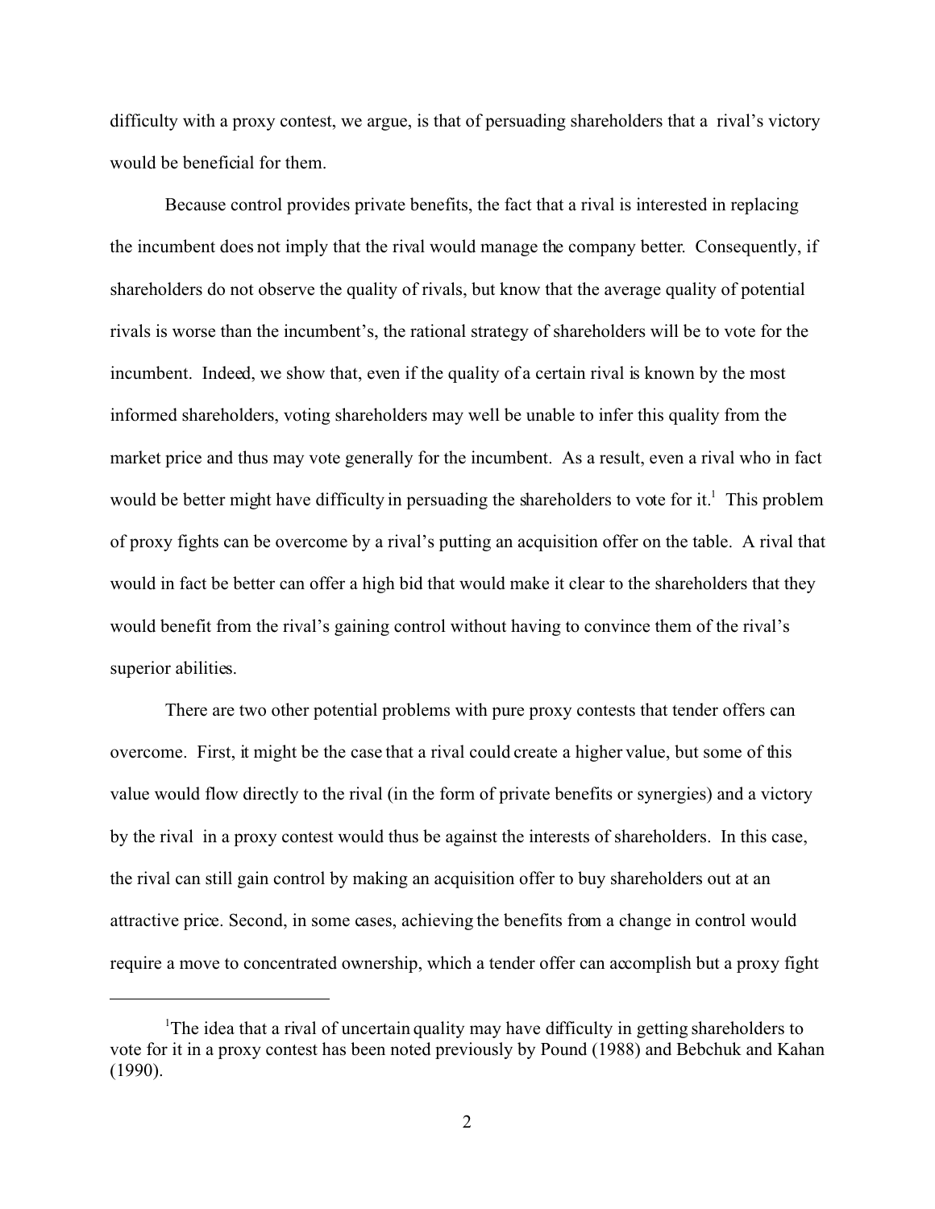difficulty with a proxy contest, we argue, is that of persuading shareholders that a rival's victory would be beneficial for them.

Because control provides private benefits, the fact that a rival is interested in replacing the incumbent does not imply that the rival would manage the company better. Consequently, if shareholders do not observe the quality of rivals, but know that the average quality of potential rivals is worse than the incumbent's, the rational strategy of shareholders will be to vote for the incumbent. Indeed, we show that, even if the quality of a certain rival is known by the most informed shareholders, voting shareholders may well be unable to infer this quality from the market price and thus may vote generally for the incumbent. As a result, even a rival who in fact would be better might have difficulty in persuading the shareholders to vote for it.[1] This problem of proxy fights can be overcome by a rival's putting an acquisition offer on the table. A rival that would in fact be better can offer a high bid that would make it clear to the shareholders that they would benefit from the rival's gaining control without having to convince them of the rival's superior abilities.

There are two other potential problems with pure proxy contests that tender offers can overcome. First, it might be the case that a rival could create a higher value, but some of this value would flow directly to the rival (in the form of private benefits or synergies) and a victory by the rival in a proxy contest would thus be against the interests of shareholders. In this case, the rival can still gain control by making an acquisition offer to buy shareholders out at an attractive price. Second, in some cases, achieving the benefits from a change in control would require a move to concentrated ownership, which a tender offer can accomplish but a proxy fight

[1] The idea that a rival of uncertain quality may have difficulty in getting shareholders to vote for it in a proxy contest has been noted previously by Pound (1988) and Bebchuk and Kahan (1990).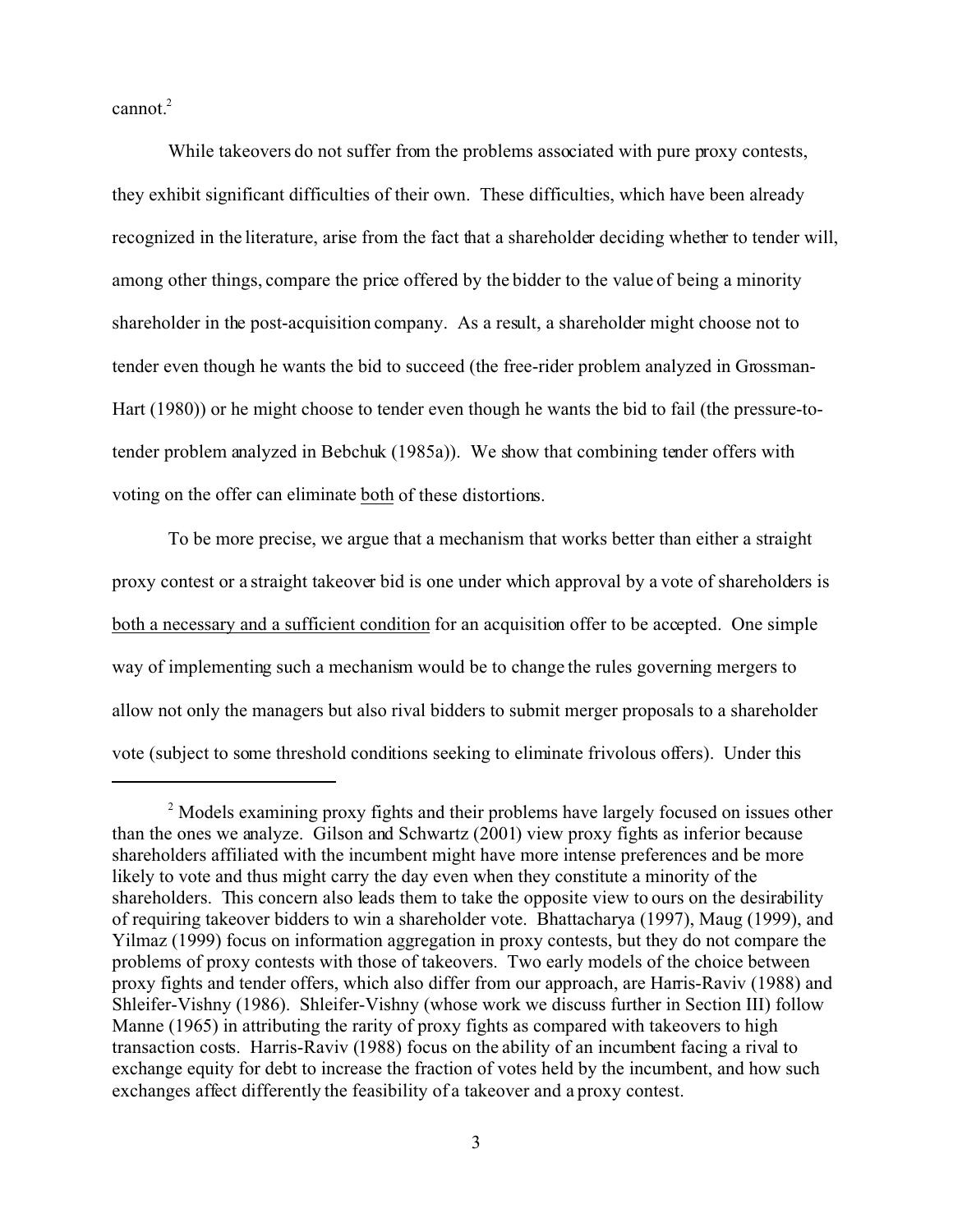cannot.[2]

While takeovers do not suffer from the problems associated with pure proxy contests, they exhibit significant difficulties of their own. These difficulties, which have been already recognized in the literature, arise from the fact that a shareholder deciding whether to tender will, among other things, compare the price offered by the bidder to the value of being a minority shareholder in the post-acquisition company. As a result, a shareholder might choose not to tender even though he wants the bid to succeed (the free-rider problem analyzed in Grossman-Hart (1980)) or he might choose to tender even though he wants the bid to fail (the pressure-to-tender problem analyzed in Bebchuk (1985a)). We show that combining tender offers with voting on the offer can eliminate <u>both</u> of these distortions.

To be more precise, we argue that a mechanism that works better than either a straight proxy contest or a straight takeover bid is one under which approval by a vote of shareholders is <u>both a necessary and a sufficient condition</u> for an acquisition offer to be accepted. One simple way of implementing such a mechanism would be to change the rules governing mergers to allow not only the managers but also rival bidders to submit merger proposals to a shareholder vote (subject to some threshold conditions seeking to eliminate frivolous offers). Under this

---

[2] Models examining proxy fights and their problems have largely focused on issues other than the ones we analyze. Gilson and Schwartz (2001) view proxy fights as inferior because shareholders affiliated with the incumbent might have more intense preferences and be more likely to vote and thus might carry the day even when they constitute a minority of the shareholders. This concern also leads them to take the opposite view to ours on the desirability of requiring takeover bidders to win a shareholder vote. Bhattacharya (1997), Maug (1999), and Yilmaz (1999) focus on information aggregation in proxy contests, but they do not compare the problems of proxy contests with those of takeovers. Two early models of the choice between proxy fights and tender offers, which also differ from our approach, are Harris-Raviv (1988) and Shleifer-Vishny (1986). Shleifer-Vishny (whose work we discuss further in Section III) follow Manne (1965) in attributing the rarity of proxy fights as compared with takeovers to high transaction costs. Harris-Raviv (1988) focus on the ability of an incumbent facing a rival to exchange equity for debt to increase the fraction of votes held by the incumbent, and how such exchanges affect differently the feasibility of a takeover and a proxy contest.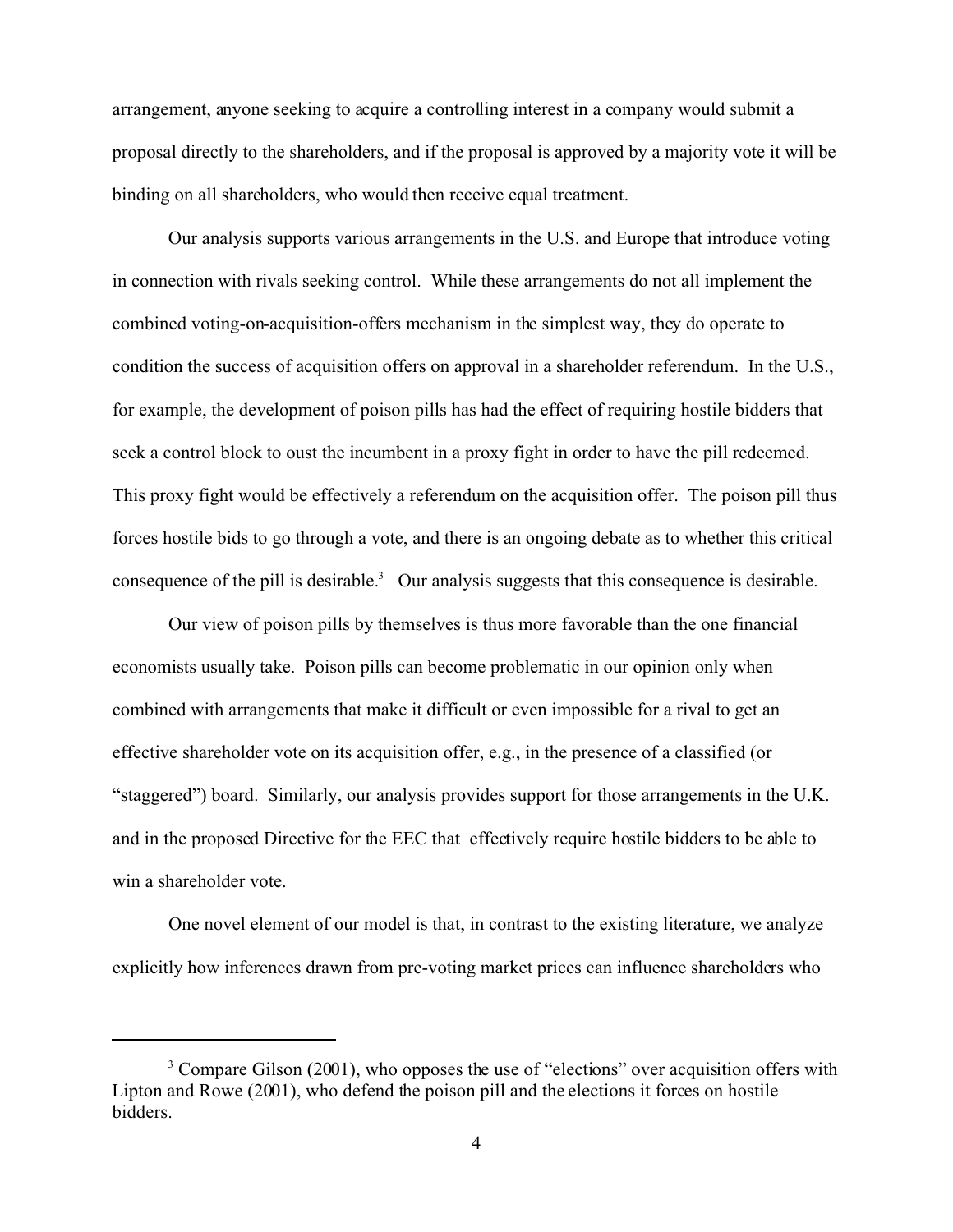arrangement, anyone seeking to acquire a controlling interest in a company would submit a proposal directly to the shareholders, and if the proposal is approved by a majority vote it will be binding on all shareholders, who would then receive equal treatment.

Our analysis supports various arrangements in the U.S. and Europe that introduce voting in connection with rivals seeking control. While these arrangements do not all implement the combined voting-on-acquisition-offers mechanism in the simplest way, they do operate to condition the success of acquisition offers on approval in a shareholder referendum. In the U.S., for example, the development of poison pills has had the effect of requiring hostile bidders that seek a control block to oust the incumbent in a proxy fight in order to have the pill redeemed. This proxy fight would be effectively a referendum on the acquisition offer. The poison pill thus forces hostile bids to go through a vote, and there is an ongoing debate as to whether this critical consequence of the pill is desirable.[3] Our analysis suggests that this consequence is desirable.

Our view of poison pills by themselves is thus more favorable than the one financial economists usually take. Poison pills can become problematic in our opinion only when combined with arrangements that make it difficult or even impossible for a rival to get an effective shareholder vote on its acquisition offer, e.g., in the presence of a classified (or "staggered") board. Similarly, our analysis provides support for those arrangements in the U.K. and in the proposed Directive for the EEC that effectively require hostile bidders to be able to win a shareholder vote.

One novel element of our model is that, in contrast to the existing literature, we analyze explicitly how inferences drawn from pre-voting market prices can influence shareholders who

---

[3] Compare Gilson (2001), who opposes the use of "elections" over acquisition offers with Lipton and Rowe (2001), who defend the poison pill and the elections it forces on hostile bidders.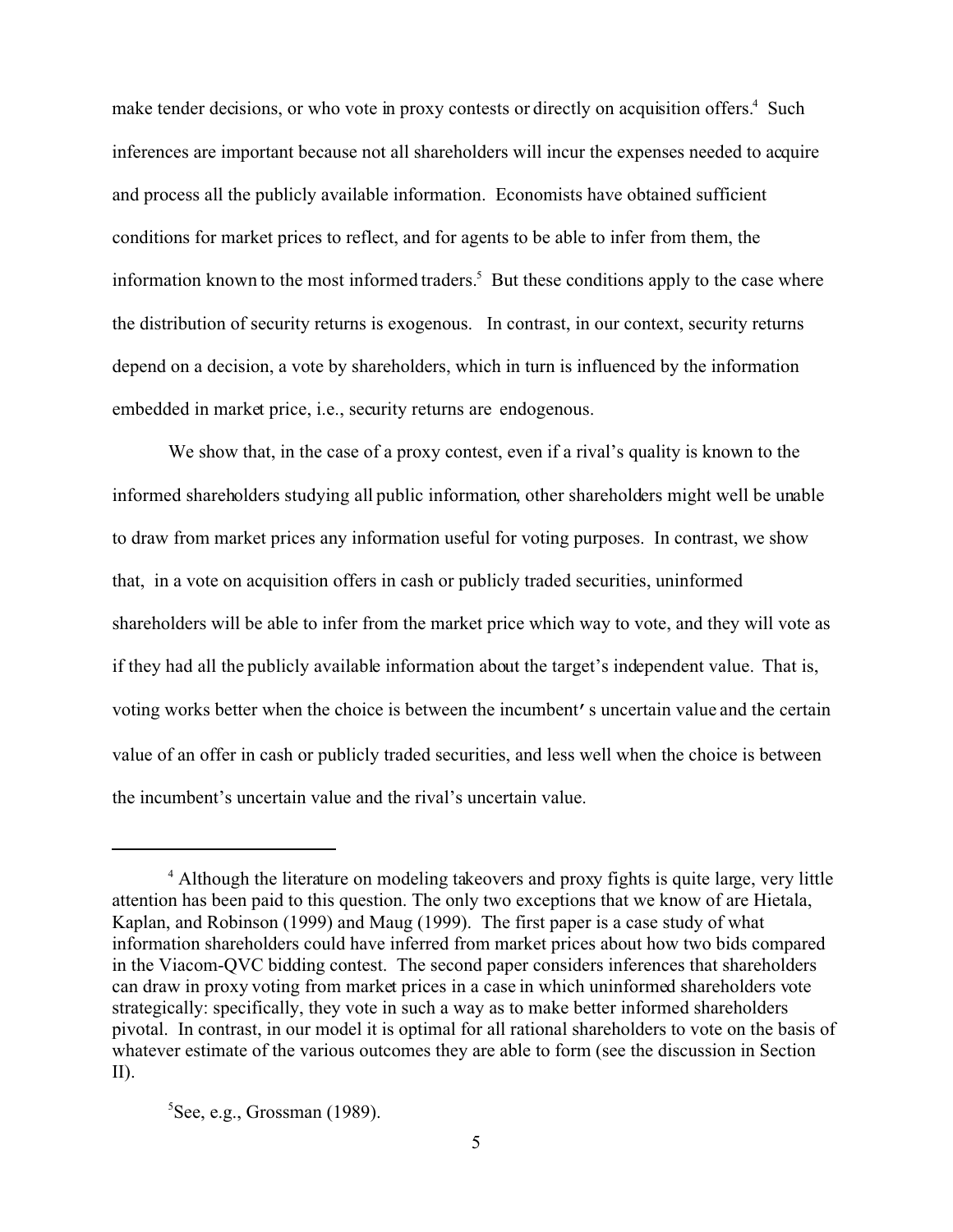make tender decisions, or who vote in proxy contests or directly on acquisition offers.[4] Such inferences are important because not all shareholders will incur the expenses needed to acquire and process all the publicly available information. Economists have obtained sufficient conditions for market prices to reflect, and for agents to be able to infer from them, the information known to the most informed traders.[5] But these conditions apply to the case where the distribution of security returns is exogenous. In contrast, in our context, security returns depend on a decision, a vote by shareholders, which in turn is influenced by the information embedded in market price, i.e., security returns are endogenous.

We show that, in the case of a proxy contest, even if a rival's quality is known to the informed shareholders studying all public information, other shareholders might well be unable to draw from market prices any information useful for voting purposes. In contrast, we show that, in a vote on acquisition offers in cash or publicly traded securities, uninformed shareholders will be able to infer from the market price which way to vote, and they will vote as if they had all the publicly available information about the target's independent value. That is, voting works better when the choice is between the incumbent's uncertain value and the certain value of an offer in cash or publicly traded securities, and less well when the choice is between the incumbent's uncertain value and the rival's uncertain value.

---

[4] Although the literature on modeling takeovers and proxy fights is quite large, very little attention has been paid to this question. The only two exceptions that we know of are Hietala, Kaplan, and Robinson (1999) and Maug (1999). The first paper is a case study of what information shareholders could have inferred from market prices about how two bids compared in the Viacom-QVC bidding contest. The second paper considers inferences that shareholders can draw in proxy voting from market prices in a case in which uninformed shareholders vote strategically: specifically, they vote in such a way as to make better informed shareholders pivotal. In contrast, in our model it is optimal for all rational shareholders to vote on the basis of whatever estimate of the various outcomes they are able to form (see the discussion in Section II).

[5] See, e.g., Grossman (1989).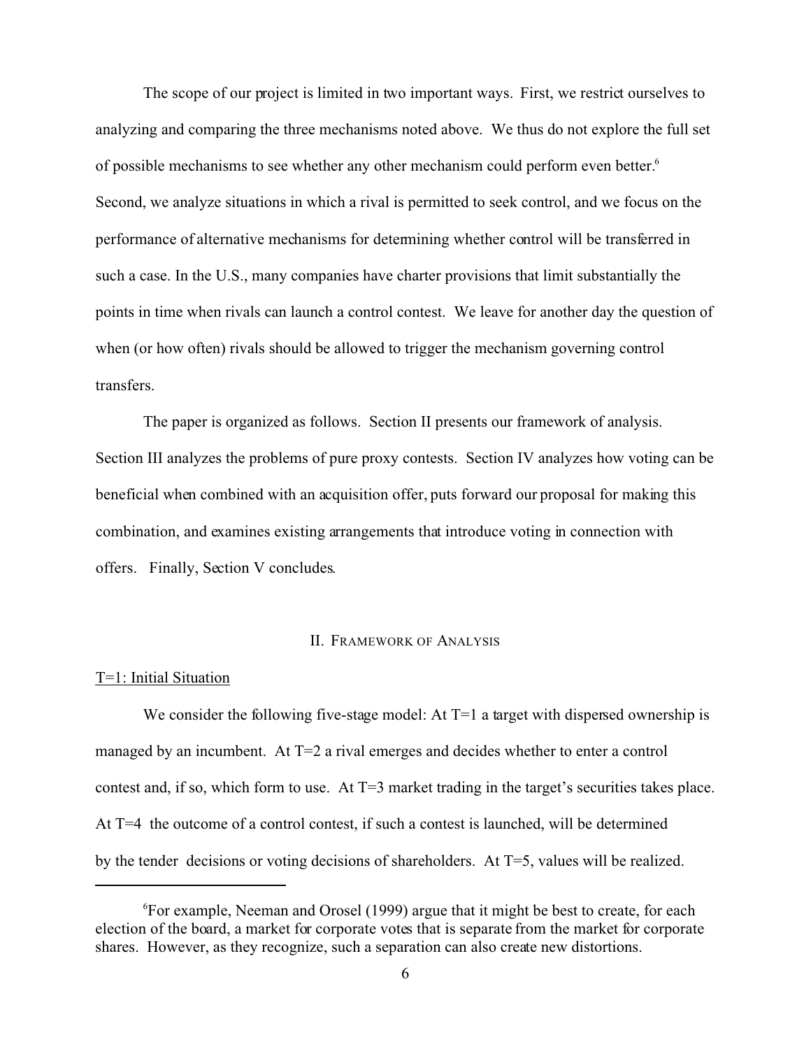The scope of our project is limited in two important ways. First, we restrict ourselves to analyzing and comparing the three mechanisms noted above. We thus do not explore the full set of possible mechanisms to see whether any other mechanism could perform even better.[6] Second, we analyze situations in which a rival is permitted to seek control, and we focus on the performance of alternative mechanisms for determining whether control will be transferred in such a case. In the U.S., many companies have charter provisions that limit substantially the points in time when rivals can launch a control contest. We leave for another day the question of when (or how often) rivals should be allowed to trigger the mechanism governing control transfers.

The paper is organized as follows. Section II presents our framework of analysis. Section III analyzes the problems of pure proxy contests. Section IV analyzes how voting can be beneficial when combined with an acquisition offer, puts forward our proposal for making this combination, and examines existing arrangements that introduce voting in connection with offers. Finally, Section V concludes.

## II. Framework of Analysis

T=1: Initial Situation

We consider the following five-stage model: At T=1 a target with dispersed ownership is managed by an incumbent. At T=2 a rival emerges and decides whether to enter a control contest and, if so, which form to use. At T=3 market trading in the target's securities takes place. At T=4 the outcome of a control contest, if such a contest is launched, will be determined by the tender decisions or voting decisions of shareholders. At T=5, values will be realized.

---

[6] For example, Neeman and Orosel (1999) argue that it might be best to create, for each election of the board, a market for corporate votes that is separate from the market for corporate shares. However, as they recognize, such a separation can also create new distortions.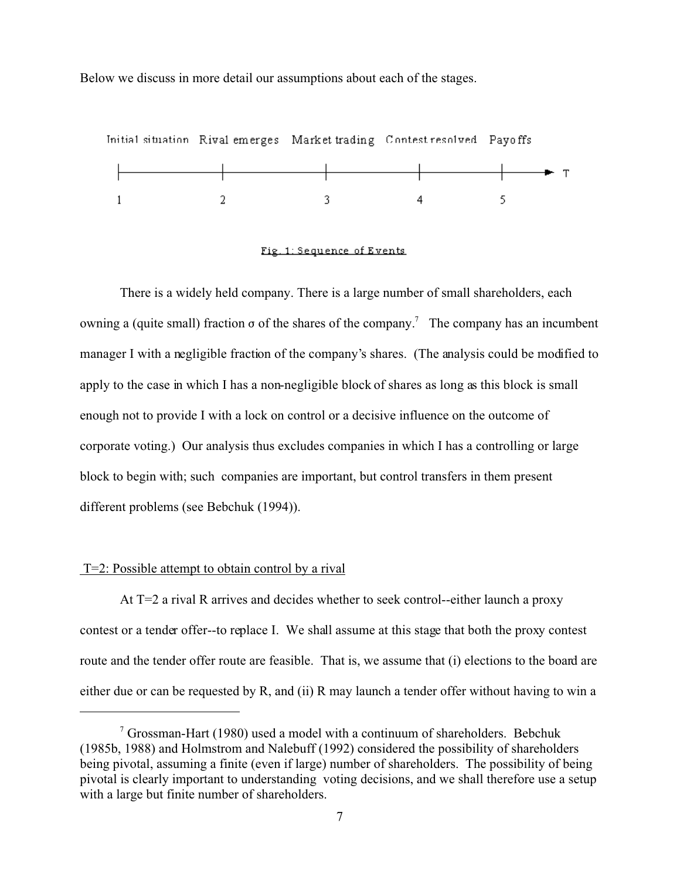Below we discuss in more detail our assumptions about each of the stages.

Initial situation — Rival emerges — Market trading — Contest resolved — Payoffs

1 — 2 — 3 — 4 — 5 → T

Fig. 1: Sequence of Events

There is a widely held company. There is a large number of small shareholders, each owning a (quite small) fraction $\sigma$ of the shares of the company.[7] The company has an incumbent manager I with a negligible fraction of the company's shares. (The analysis could be modified to apply to the case in which I has a non-negligible block of shares as long as this block is small enough not to provide I with a lock on control or a decisive influence on the outcome of corporate voting.) Our analysis thus excludes companies in which I has a controlling or large block to begin with; such companies are important, but control transfers in them present different problems (see Bebchuk (1994)).

T=2: Possible attempt to obtain control by a rival

At T=2 a rival R arrives and decides whether to seek control--either launch a proxy contest or a tender offer--to replace I. We shall assume at this stage that both the proxy contest route and the tender offer route are feasible. That is, we assume that (i) elections to the board are either due or can be requested by R, and (ii) R may launch a tender offer without having to win a

---

[7] Grossman-Hart (1980) used a model with a continuum of shareholders. Bebchuk (1985b, 1988) and Holmstrom and Nalebuff (1992) considered the possibility of shareholders being pivotal, assuming a finite (even if large) number of shareholders. The possibility of being pivotal is clearly important to understanding voting decisions, and we shall therefore use a setup with a large but finite number of shareholders.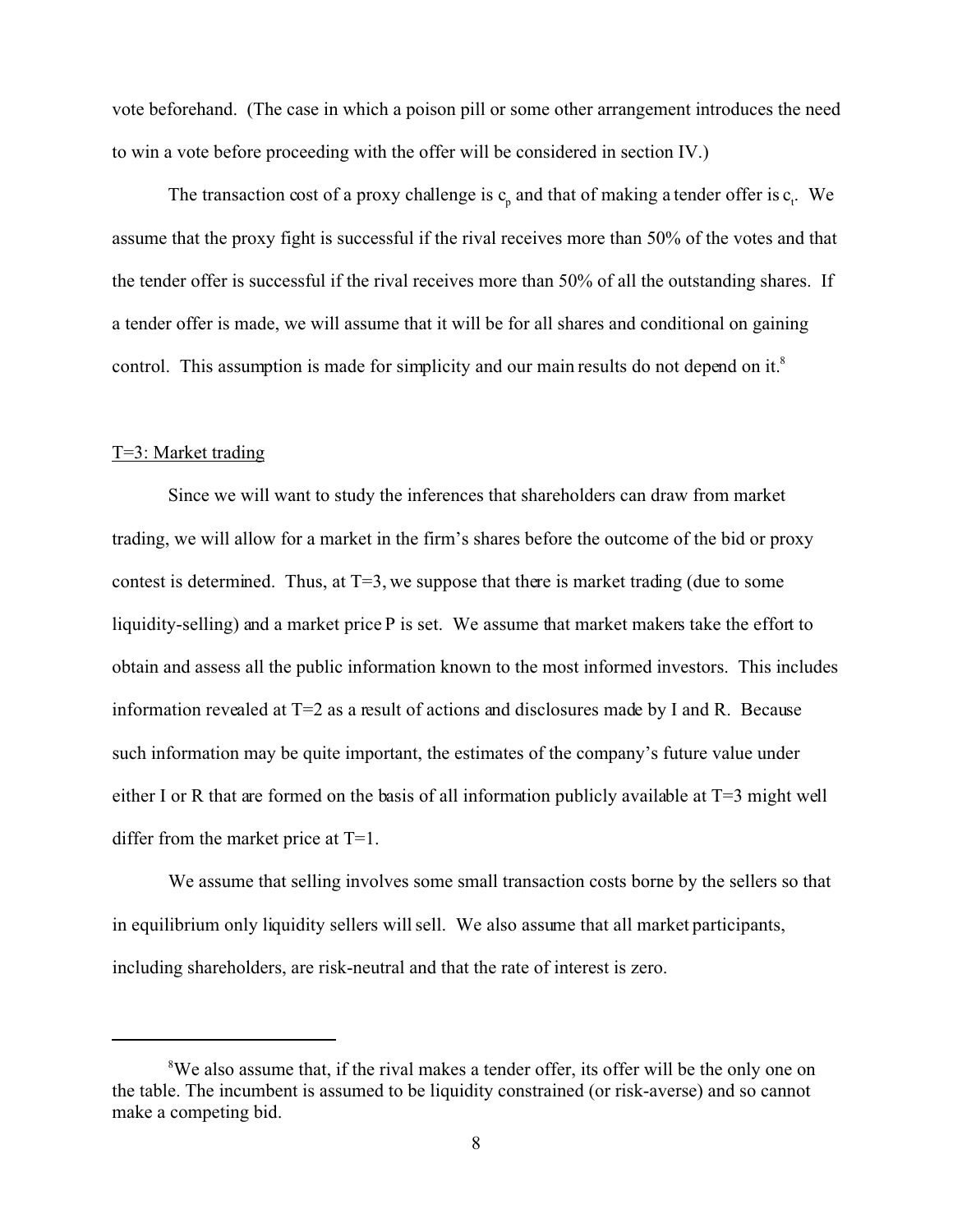vote beforehand. (The case in which a poison pill or some other arrangement introduces the need to win a vote before proceeding with the offer will be considered in section IV.)

The transaction cost of a proxy challenge is $c_p$ and that of making a tender offer is $c_t$. We assume that the proxy fight is successful if the rival receives more than 50% of the votes and that the tender offer is successful if the rival receives more than 50% of all the outstanding shares. If a tender offer is made, we will assume that it will be for all shares and conditional on gaining control. This assumption is made for simplicity and our main results do not depend on it.[8]

T=3: Market trading

Since we will want to study the inferences that shareholders can draw from market trading, we will allow for a market in the firm's shares before the outcome of the bid or proxy contest is determined. Thus, at T=3, we suppose that there is market trading (due to some liquidity-selling) and a market price P is set. We assume that market makers take the effort to obtain and assess all the public information known to the most informed investors. This includes information revealed at T=2 as a result of actions and disclosures made by I and R. Because such information may be quite important, the estimates of the company's future value under either I or R that are formed on the basis of all information publicly available at T=3 might well differ from the market price at T=1.

We assume that selling involves some small transaction costs borne by the sellers so that in equilibrium only liquidity sellers will sell. We also assume that all market participants, including shareholders, are risk-neutral and that the rate of interest is zero.

---

[8] We also assume that, if the rival makes a tender offer, its offer will be the only one on the table. The incumbent is assumed to be liquidity constrained (or risk-averse) and so cannot make a competing bid.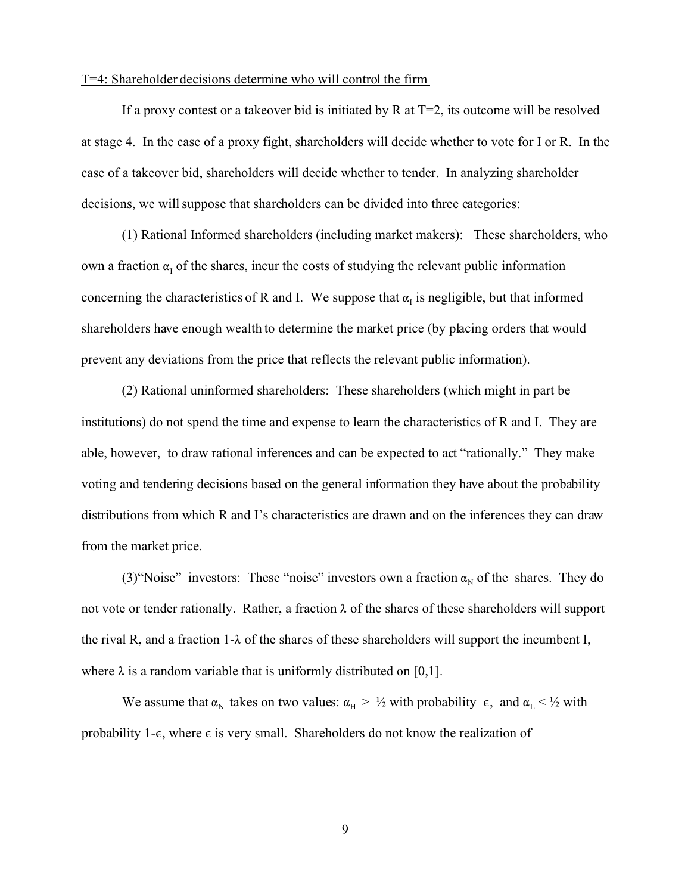T=4: Shareholder decisions determine who will control the firm

If a proxy contest or a takeover bid is initiated by R at T=2, its outcome will be resolved at stage 4. In the case of a proxy fight, shareholders will decide whether to vote for I or R. In the case of a takeover bid, shareholders will decide whether to tender. In analyzing shareholder decisions, we will suppose that shareholders can be divided into three categories:

(1) Rational Informed shareholders (including market makers): These shareholders, who own a fraction $\alpha_I$ of the shares, incur the costs of studying the relevant public information concerning the characteristics of R and I. We suppose that $\alpha_I$ is negligible, but that informed shareholders have enough wealth to determine the market price (by placing orders that would prevent any deviations from the price that reflects the relevant public information).

(2) Rational uninformed shareholders: These shareholders (which might in part be institutions) do not spend the time and expense to learn the characteristics of R and I. They are able, however, to draw rational inferences and can be expected to act "rationally." They make voting and tendering decisions based on the general information they have about the probability distributions from which R and I's characteristics are drawn and on the inferences they can draw from the market price.

(3) "Noise" investors: These "noise" investors own a fraction $\alpha_N$ of the shares. They do not vote or tender rationally. Rather, a fraction $\lambda$ of the shares of these shareholders will support the rival R, and a fraction $1-\lambda$ of the shares of these shareholders will support the incumbent I, where $\lambda$ is a random variable that is uniformly distributed on [0,1].

We assume that $\alpha_N$ takes on two values: $\alpha_H > ½$ with probability $\epsilon$, and $\alpha_L < ½$ with probability $1-\epsilon$, where $\epsilon$ is very small. Shareholders do not know the realization of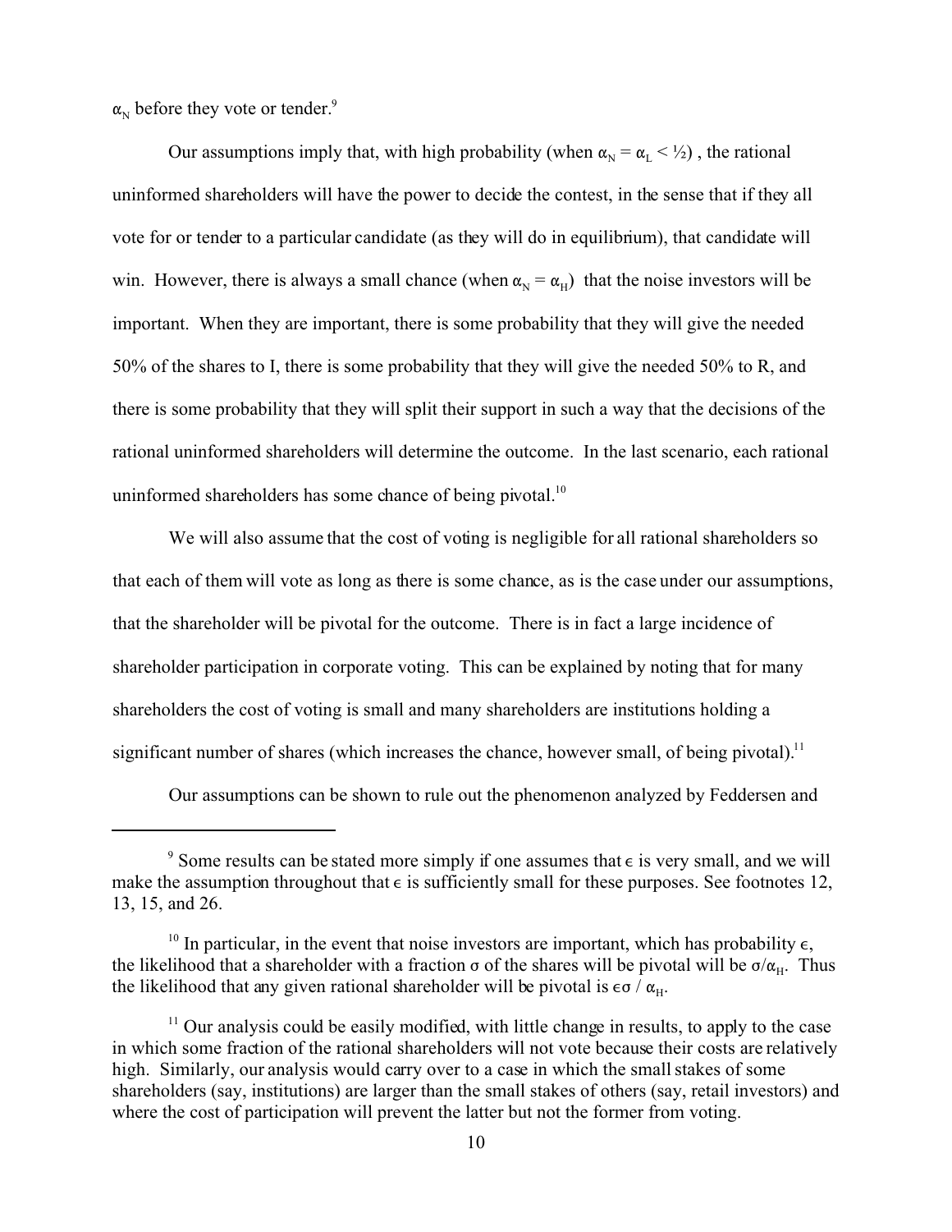$\alpha_N$ before they vote or tender.[9]

Our assumptions imply that, with high probability (when $\alpha_N = \alpha_L < ½$) , the rational uninformed shareholders will have the power to decide the contest, in the sense that if they all vote for or tender to a particular candidate (as they will do in equilibrium), that candidate will win. However, there is always a small chance (when $\alpha_N = \alpha_H$) that the noise investors will be important. When they are important, there is some probability that they will give the needed 50% of the shares to I, there is some probability that they will give the needed 50% to R, and there is some probability that they will split their support in such a way that the decisions of the rational uninformed shareholders will determine the outcome. In the last scenario, each rational uninformed shareholders has some chance of being pivotal.[10]

We will also assume that the cost of voting is negligible for all rational shareholders so that each of them will vote as long as there is some chance, as is the case under our assumptions, that the shareholder will be pivotal for the outcome. There is in fact a large incidence of shareholder participation in corporate voting. This can be explained by noting that for many shareholders the cost of voting is small and many shareholders are institutions holding a significant number of shares (which increases the chance, however small, of being pivotal).[11]

Our assumptions can be shown to rule out the phenomenon analyzed by Feddersen and

---

[9] Some results can be stated more simply if one assumes that $\epsilon$ is very small, and we will make the assumption throughout that $\epsilon$ is sufficiently small for these purposes. See footnotes 12, 13, 15, and 26.

[10] In particular, in the event that noise investors are important, which has probability $\epsilon$, the likelihood that a shareholder with a fraction $\sigma$ of the shares will be pivotal will be $\sigma/\alpha_H$. Thus the likelihood that any given rational shareholder will be pivotal is $\epsilon\sigma / \alpha_H$.

[11] Our analysis could be easily modified, with little change in results, to apply to the case in which some fraction of the rational shareholders will not vote because their costs are relatively high. Similarly, our analysis would carry over to a case in which the small stakes of some shareholders (say, institutions) are larger than the small stakes of others (say, retail investors) and where the cost of participation will prevent the latter but not the former from voting.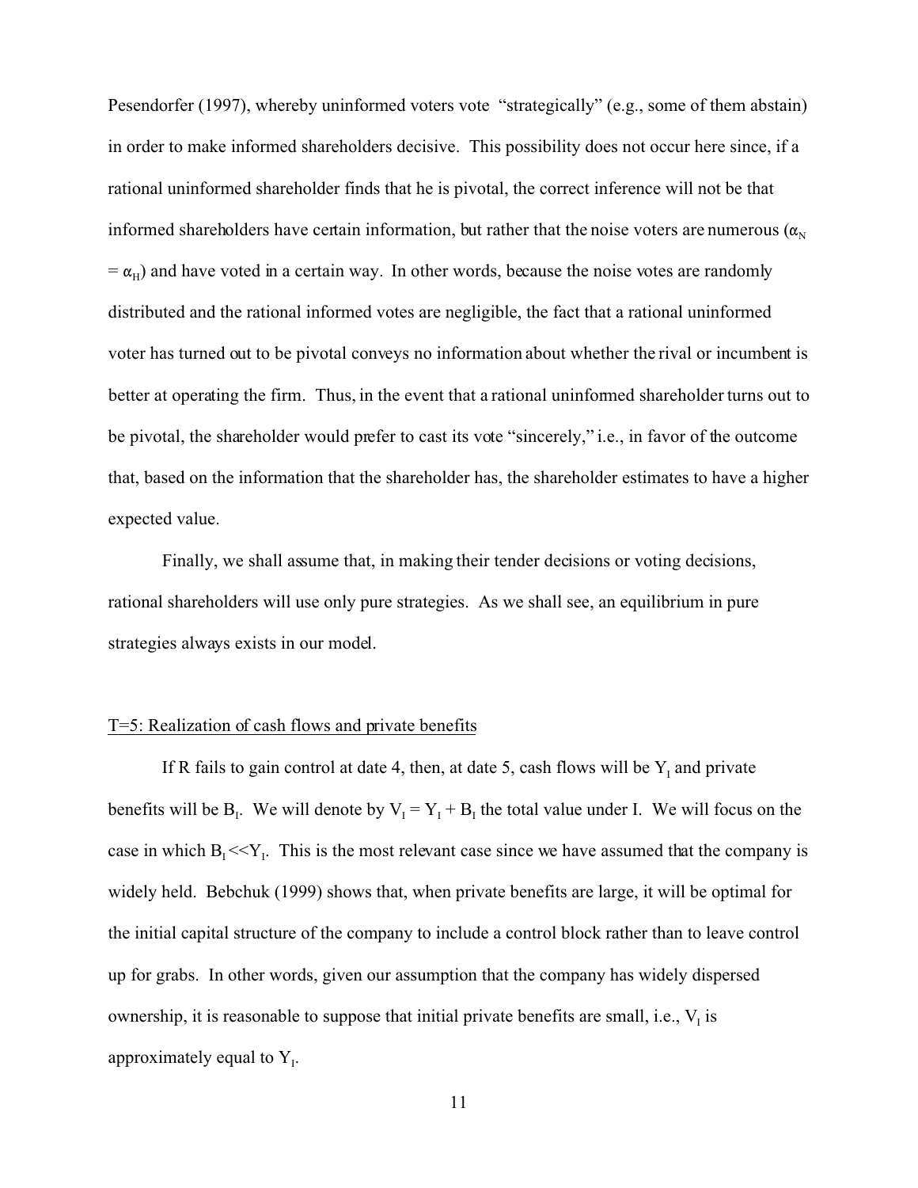Pesendorfer (1997), whereby uninformed voters vote "strategically" (e.g., some of them abstain) in order to make informed shareholders decisive. This possibility does not occur here since, if a rational uninformed shareholder finds that he is pivotal, the correct inference will not be that informed shareholders have certain information, but rather that the noise voters are numerous ($\alpha_N = \alpha_H$) and have voted in a certain way. In other words, because the noise votes are randomly distributed and the rational informed votes are negligible, the fact that a rational uninformed voter has turned out to be pivotal conveys no information about whether the rival or incumbent is better at operating the firm. Thus, in the event that a rational uninformed shareholder turns out to be pivotal, the shareholder would prefer to cast its vote "sincerely," i.e., in favor of the outcome that, based on the information that the shareholder has, the shareholder estimates to have a higher expected value.

Finally, we shall assume that, in making their tender decisions or voting decisions, rational shareholders will use only pure strategies. As we shall see, an equilibrium in pure strategies always exists in our model.

## T=5: Realization of cash flows and private benefits

If R fails to gain control at date 4, then, at date 5, cash flows will be $Y_I$ and private benefits will be $B_I$. We will denote by $V_I = Y_I + B_I$ the total value under I. We will focus on the case in which $B_I << Y_I$. This is the most relevant case since we have assumed that the company is widely held. Bebchuk (1999) shows that, when private benefits are large, it will be optimal for the initial capital structure of the company to include a control block rather than to leave control up for grabs. In other words, given our assumption that the company has widely dispersed ownership, it is reasonable to suppose that initial private benefits are small, i.e., $V_I$ is approximately equal to $Y_I$.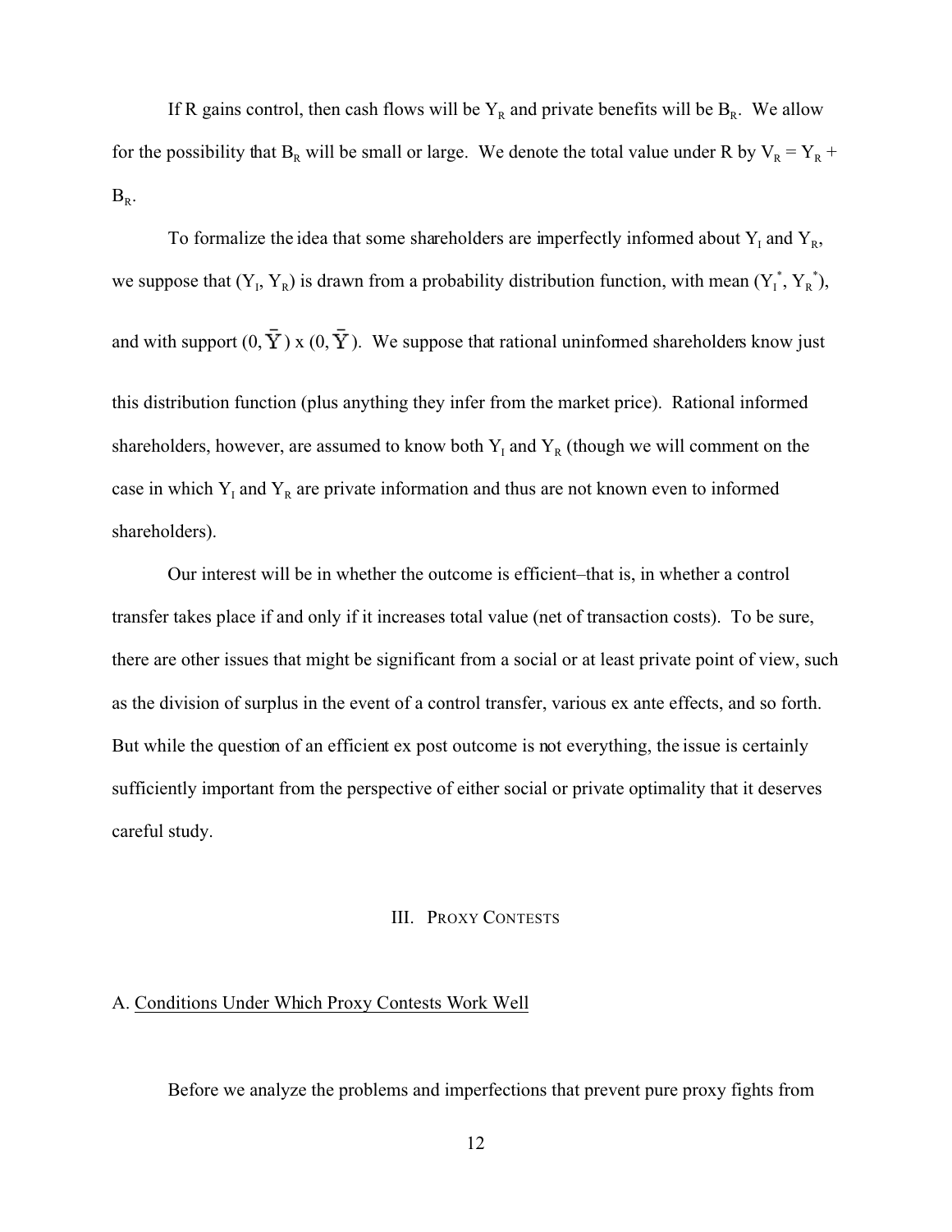If R gains control, then cash flows will be $Y_R$ and private benefits will be $B_R$. We allow for the possibility that $B_R$ will be small or large. We denote the total value under R by $V_R = Y_R + B_R$.

To formalize the idea that some shareholders are imperfectly informed about $Y_I$ and $Y_R$, we suppose that $(Y_I, Y_R)$ is drawn from a probability distribution function, with mean $(Y_I^*, Y_R^*)$, and with support $(0, \bar{Y}) \times (0, \bar{Y})$. We suppose that rational uninformed shareholders know just this distribution function (plus anything they infer from the market price). Rational informed shareholders, however, are assumed to know both $Y_I$ and $Y_R$ (though we will comment on the case in which $Y_I$ and $Y_R$ are private information and thus are not known even to informed shareholders).

Our interest will be in whether the outcome is efficient–that is, in whether a control transfer takes place if and only if it increases total value (net of transaction costs). To be sure, there are other issues that might be significant from a social or at least private point of view, such as the division of surplus in the event of a control transfer, various ex ante effects, and so forth. But while the question of an efficient ex post outcome is not everything, the issue is certainly sufficiently important from the perspective of either social or private optimality that it deserves careful study.

## III. PROXY CONTESTS

### A. Conditions Under Which Proxy Contests Work Well

Before we analyze the problems and imperfections that prevent pure proxy fights from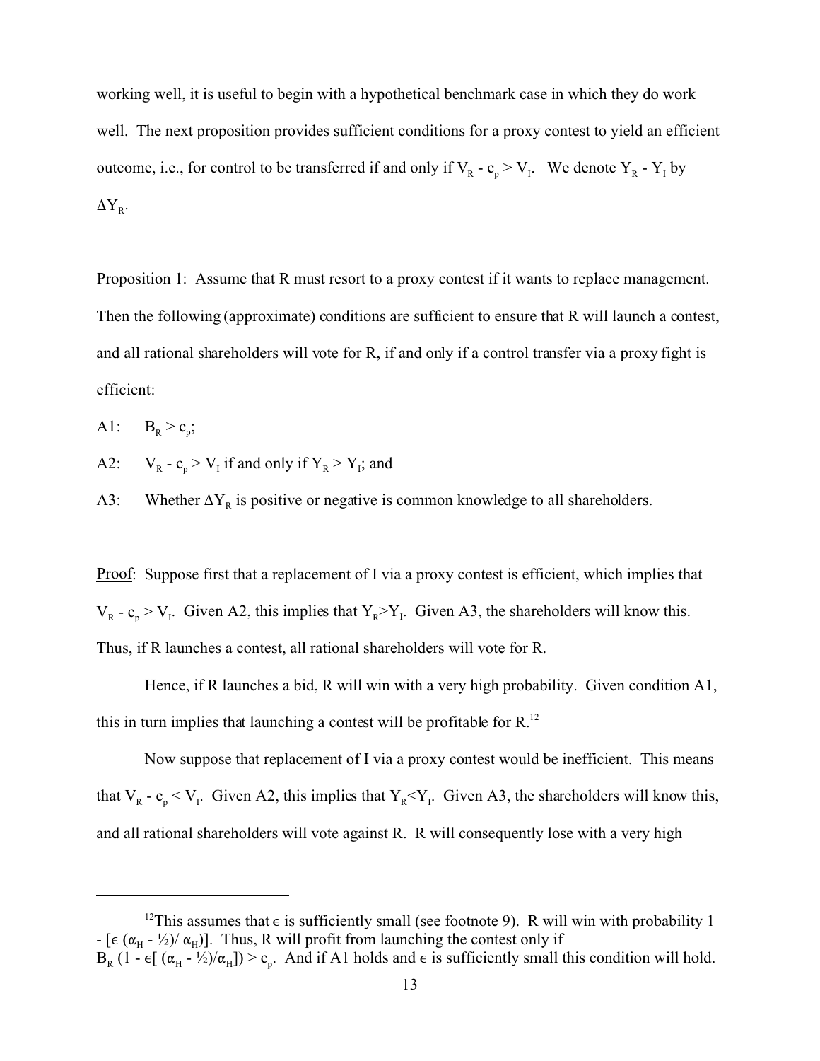working well, it is useful to begin with a hypothetical benchmark case in which they do work well. The next proposition provides sufficient conditions for a proxy contest to yield an efficient outcome, i.e., for control to be transferred if and only if $V_R - c_p > V_I$. We denote $Y_R - Y_I$ by $\Delta Y_R$.

Proposition 1: Assume that R must resort to a proxy contest if it wants to replace management. Then the following (approximate) conditions are sufficient to ensure that R will launch a contest, and all rational shareholders will vote for R, if and only if a control transfer via a proxy fight is efficient:

A1: $B_R > c_p$;

A2: $V_R - c_p > V_I$ if and only if $Y_R > Y_I$; and

A3: Whether $\Delta Y_R$ is positive or negative is common knowledge to all shareholders.

Proof: Suppose first that a replacement of I via a proxy contest is efficient, which implies that $V_R - c_p > V_I$. Given A2, this implies that $Y_R > Y_I$. Given A3, the shareholders will know this. Thus, if R launches a contest, all rational shareholders will vote for R.

Hence, if R launches a bid, R will win with a very high probability. Given condition A1, this in turn implies that launching a contest will be profitable for R.[12]

Now suppose that replacement of I via a proxy contest would be inefficient. This means that $V_R - c_p < V_I$. Given A2, this implies that $Y_R < Y_I$. Given A3, the shareholders will know this, and all rational shareholders will vote against R. R will consequently lose with a very high

---

[12] This assumes that $\epsilon$ is sufficiently small (see footnote 9). R will win with probability $1 - [\epsilon (\alpha_H - ½)/ \alpha_H)]$. Thus, R will profit from launching the contest only if $B_R (1 - \epsilon[ (\alpha_H - ½)/\alpha_H]) > c_p$. And if A1 holds and $\epsilon$ is sufficiently small this condition will hold.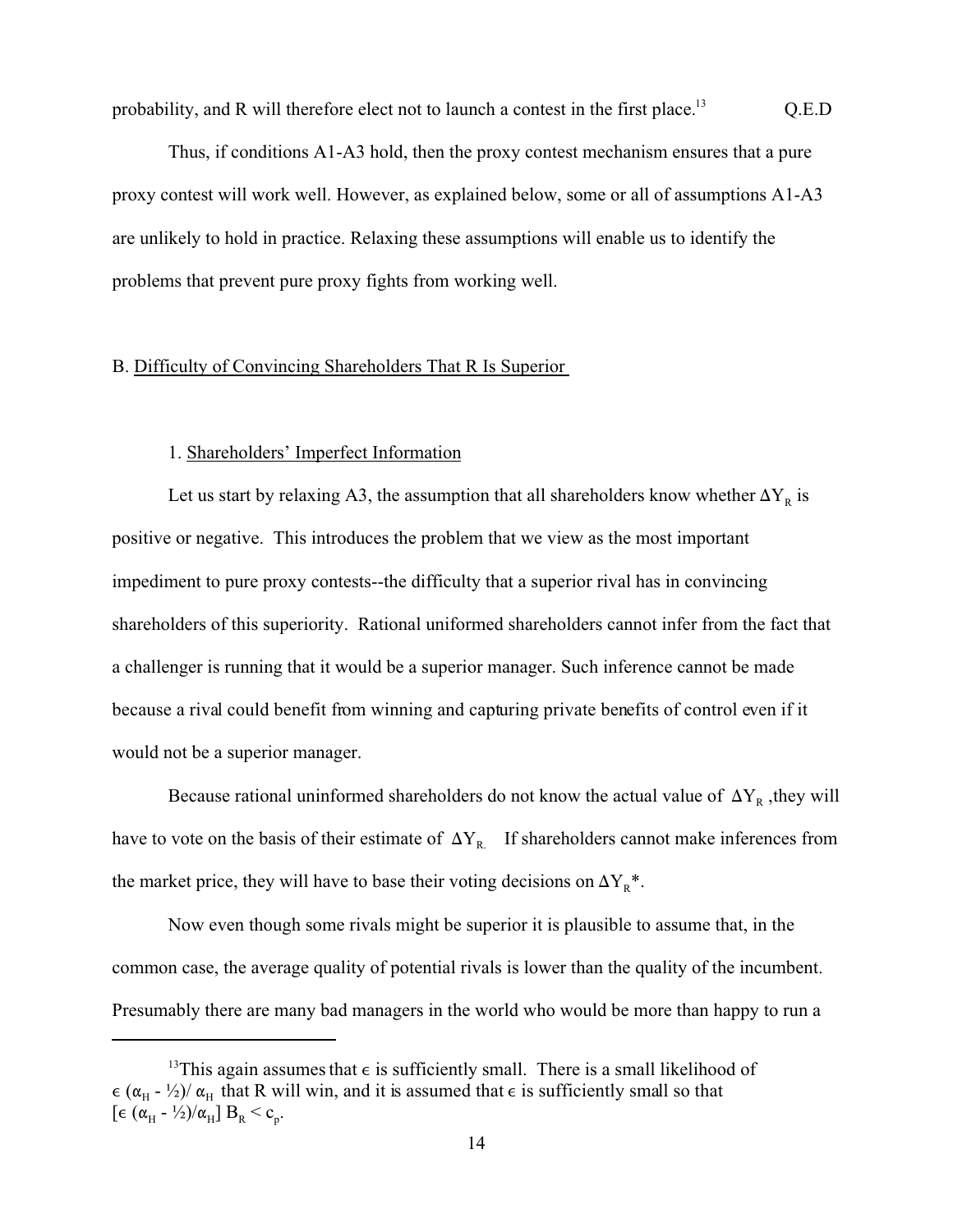probability, and R will therefore elect not to launch a contest in the first place.[13] Q.E.D

Thus, if conditions A1-A3 hold, then the proxy contest mechanism ensures that a pure proxy contest will work well. However, as explained below, some or all of assumptions A1-A3 are unlikely to hold in practice. Relaxing these assumptions will enable us to identify the problems that prevent pure proxy fights from working well.

## B. Difficulty of Convincing Shareholders That R Is Superior

### 1. Shareholders' Imperfect Information

Let us start by relaxing A3, the assumption that all shareholders know whether $\Delta Y_R$ is positive or negative. This introduces the problem that we view as the most important impediment to pure proxy contests--the difficulty that a superior rival has in convincing shareholders of this superiority. Rational uninformed shareholders cannot infer from the fact that a challenger is running that it would be a superior manager. Such inference cannot be made because a rival could benefit from winning and capturing private benefits of control even if it would not be a superior manager.

Because rational uninformed shareholders do not know the actual value of $\Delta Y_R$, they will have to vote on the basis of their estimate of $\Delta Y_R$. If shareholders cannot make inferences from the market price, they will have to base their voting decisions on $\Delta Y_R^*$.

Now even though some rivals might be superior it is plausible to assume that, in the common case, the average quality of potential rivals is lower than the quality of the incumbent. Presumably there are many bad managers in the world who would be more than happy to run a

[13] This again assumes that $\epsilon$ is sufficiently small. There is a small likelihood of $\epsilon\,(\alpha_H - ½)/\,\alpha_H$ that R will win, and it is assumed that $\epsilon$ is sufficiently small so that $[\epsilon\,(\alpha_H - ½)/\alpha_H]\,B_R < c_p$.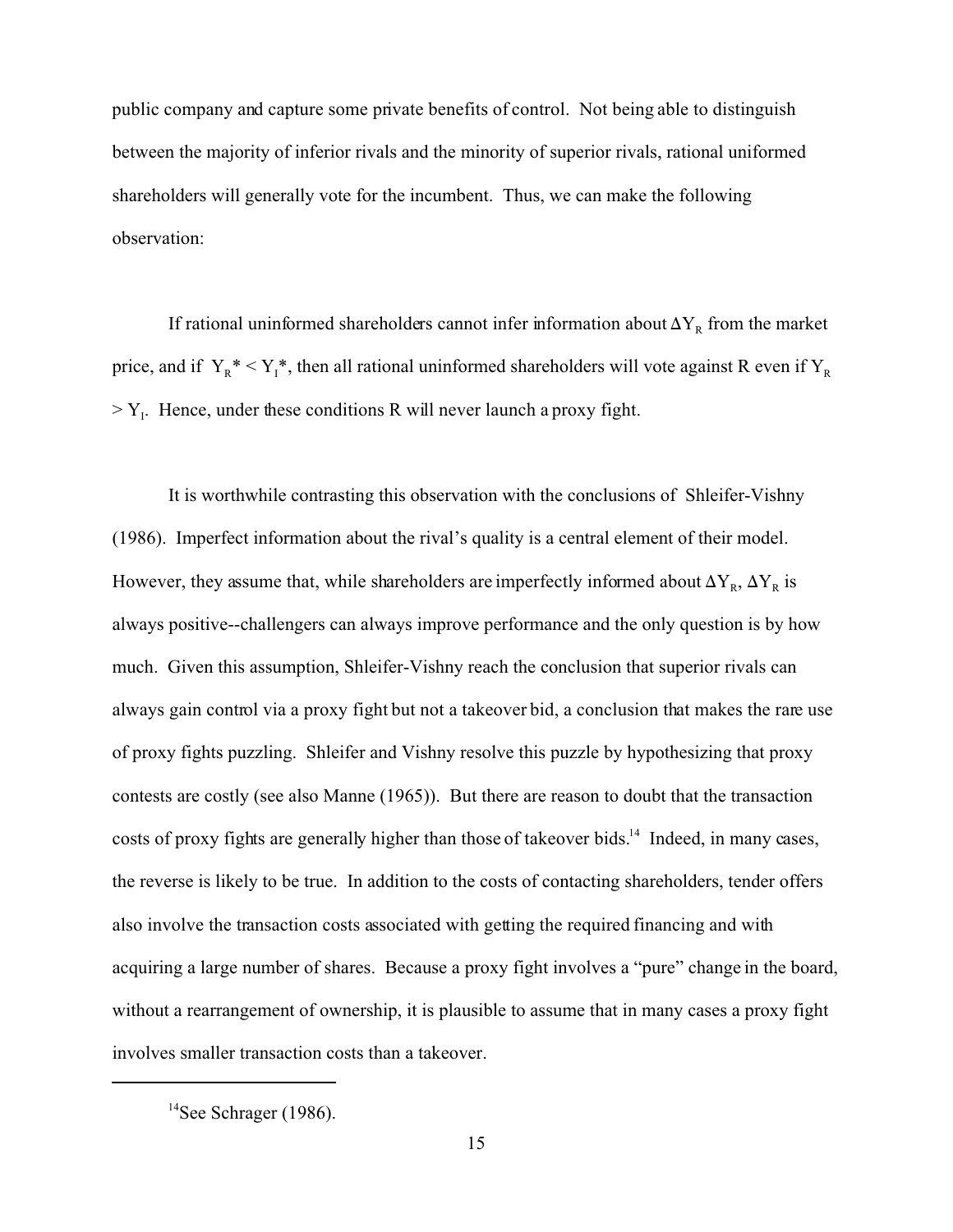public company and capture some private benefits of control. Not being able to distinguish between the majority of inferior rivals and the minority of superior rivals, rational uniformed shareholders will generally vote for the incumbent. Thus, we can make the following observation:

If rational uninformed shareholders cannot infer information about $\Delta Y_R$ from the market price, and if $Y_R^* < Y_I^*$, then all rational uninformed shareholders will vote against R even if $Y_R > Y_I$. Hence, under these conditions R will never launch a proxy fight.

It is worthwhile contrasting this observation with the conclusions of Shleifer-Vishny (1986). Imperfect information about the rival's quality is a central element of their model. However, they assume that, while shareholders are imperfectly informed about $\Delta Y_R$, $\Delta Y_R$ is always positive--challengers can always improve performance and the only question is by how much. Given this assumption, Shleifer-Vishny reach the conclusion that superior rivals can always gain control via a proxy fight but not a takeover bid, a conclusion that makes the rare use of proxy fights puzzling. Shleifer and Vishny resolve this puzzle by hypothesizing that proxy contests are costly (see also Manne (1965)). But there are reason to doubt that the transaction costs of proxy fights are generally higher than those of takeover bids.[14] Indeed, in many cases, the reverse is likely to be true. In addition to the costs of contacting shareholders, tender offers also involve the transaction costs associated with getting the required financing and with acquiring a large number of shares. Because a proxy fight involves a "pure" change in the board, without a rearrangement of ownership, it is plausible to assume that in many cases a proxy fight involves smaller transaction costs than a takeover.

---

[14] See Schrager (1986).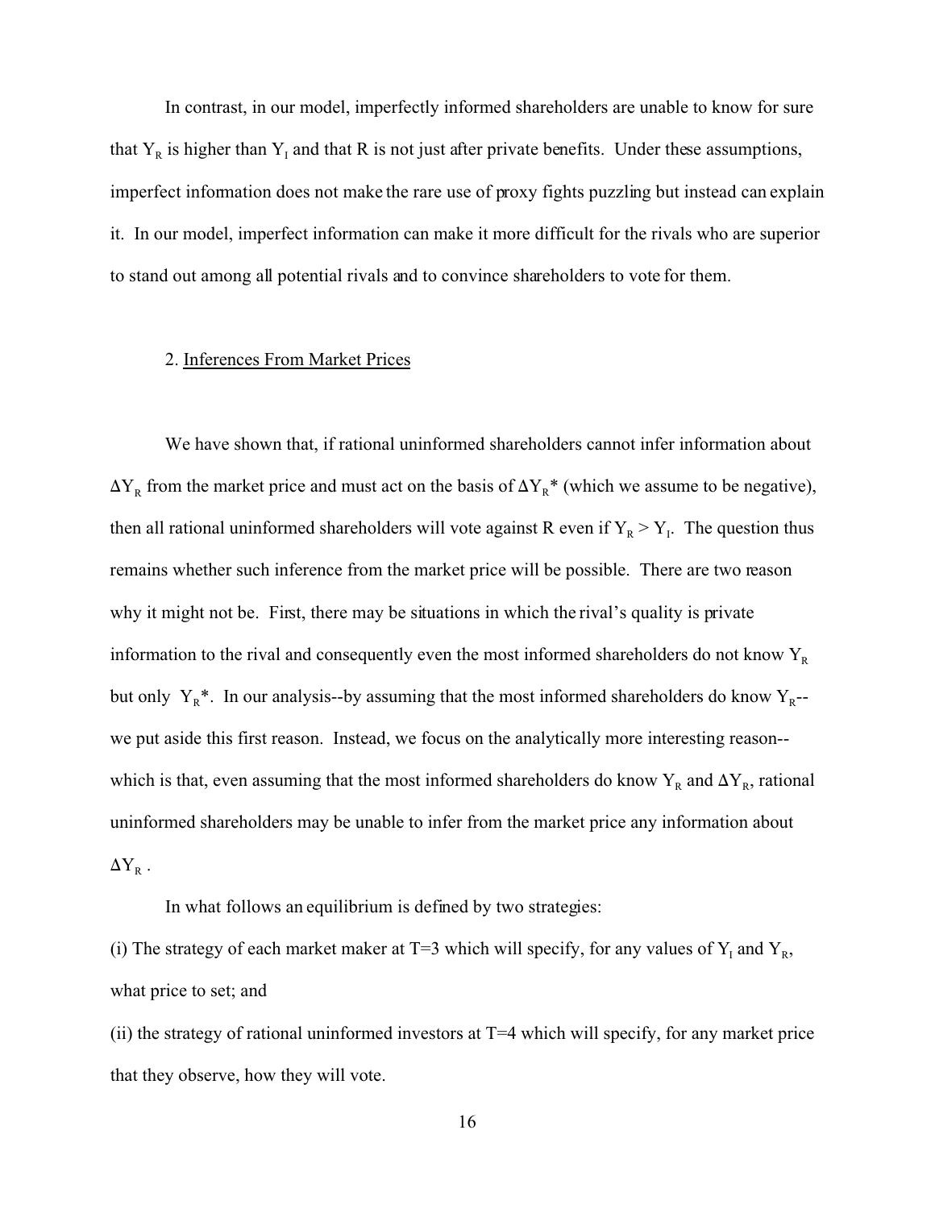In contrast, in our model, imperfectly informed shareholders are unable to know for sure that $Y_R$ is higher than $Y_I$ and that R is not just after private benefits. Under these assumptions, imperfect information does not make the rare use of proxy fights puzzling but instead can explain it. In our model, imperfect information can make it more difficult for the rivals who are superior to stand out among all potential rivals and to convince shareholders to vote for them.

## 2. Inferences From Market Prices

We have shown that, if rational uninformed shareholders cannot infer information about $\Delta Y_R$ from the market price and must act on the basis of $\Delta Y_R$* (which we assume to be negative), then all rational uninformed shareholders will vote against R even if $Y_R > Y_I$. The question thus remains whether such inference from the market price will be possible. There are two reason why it might not be. First, there may be situations in which the rival's quality is private information to the rival and consequently even the most informed shareholders do not know $Y_R$ but only $Y_R$*. In our analysis--by assuming that the most informed shareholders do know $Y_R$--we put aside this first reason. Instead, we focus on the analytically more interesting reason--which is that, even assuming that the most informed shareholders do know $Y_R$ and $\Delta Y_R$, rational uninformed shareholders may be unable to infer from the market price any information about $\Delta Y_R$.

In what follows an equilibrium is defined by two strategies:

(i) The strategy of each market maker at T=3 which will specify, for any values of $Y_I$ and $Y_R$, what price to set; and

(ii) the strategy of rational uninformed investors at T=4 which will specify, for any market price that they observe, how they will vote.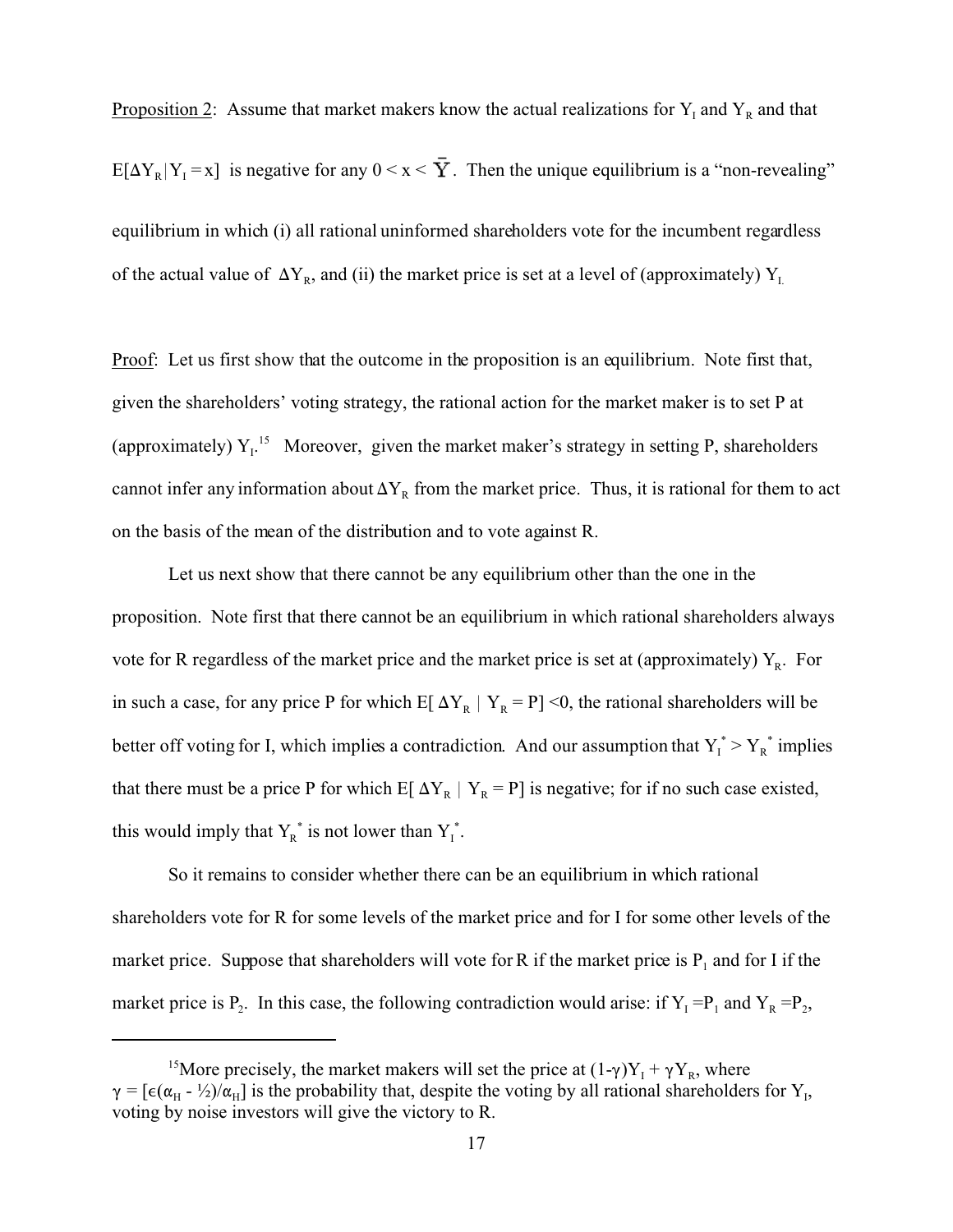Proposition 2: Assume that market makers know the actual realizations for $Y_I$ and $Y_R$ and that $E[\Delta Y_R | Y_I = x]$ is negative for any $0 < x < \bar{Y}$. Then the unique equilibrium is a "non-revealing" equilibrium in which (i) all rational uninformed shareholders vote for the incumbent regardless of the actual value of $\Delta Y_R$, and (ii) the market price is set at a level of (approximately) $Y_I$.

Proof: Let us first show that the outcome in the proposition is an equilibrium. Note first that, given the shareholders' voting strategy, the rational action for the market maker is to set P at (approximately) $Y_I$.[15] Moreover, given the market maker's strategy in setting P, shareholders cannot infer any information about $\Delta Y_R$ from the market price. Thus, it is rational for them to act on the basis of the mean of the distribution and to vote against R.

Let us next show that there cannot be any equilibrium other than the one in the proposition. Note first that there cannot be an equilibrium in which rational shareholders always vote for R regardless of the market price and the market price is set at (approximately) $Y_R$. For in such a case, for any price P for which $E[\Delta Y_R \mid Y_R = P] < 0$, the rational shareholders will be better off voting for I, which implies a contradiction. And our assumption that $Y_I^* > Y_R^*$ implies that there must be a price P for which $E[\Delta Y_R \mid Y_R = P]$ is negative; for if no such case existed, this would imply that $Y_R^*$ is not lower than $Y_I^*$.

So it remains to consider whether there can be an equilibrium in which rational shareholders vote for R for some levels of the market price and for I for some other levels of the market price. Suppose that shareholders will vote for R if the market price is $P_1$ and for I if the market price is $P_2$. In this case, the following contradiction would arise: if $Y_I = P_1$ and $Y_R = P_2$,

---

[15] More precisely, the market makers will set the price at $(1-\gamma)Y_I + \gamma Y_R$, where $\gamma = [\epsilon(\alpha_H - ½)/\alpha_H]$ is the probability that, despite the voting by all rational shareholders for $Y_I$, voting by noise investors will give the victory to R.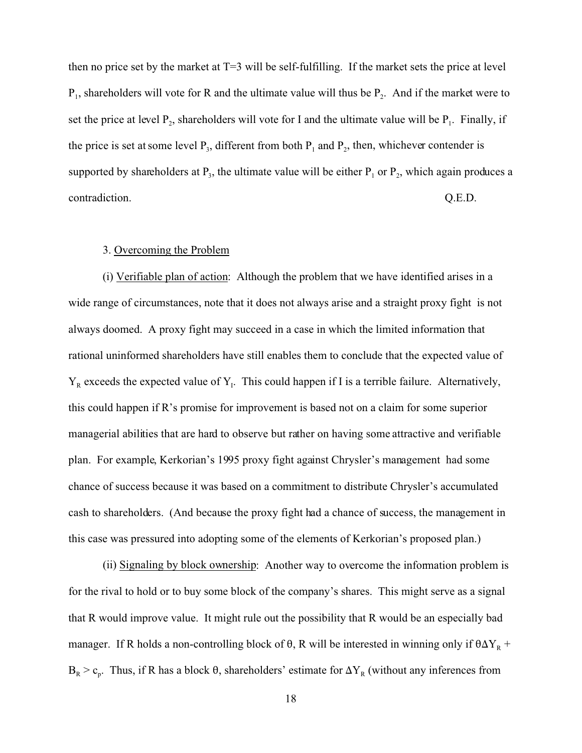then no price set by the market at T=3 will be self-fulfilling. If the market sets the price at level $P_1$, shareholders will vote for R and the ultimate value will thus be $P_2$. And if the market were to set the price at level $P_2$, shareholders will vote for I and the ultimate value will be $P_1$. Finally, if the price is set at some level $P_3$, different from both $P_1$ and $P_2$, then, whichever contender is supported by shareholders at $P_3$, the ultimate value will be either $P_1$ or $P_2$, which again produces a contradiction. Q.E.D.

3. Overcoming the Problem

(i) Verifiable plan of action: Although the problem that we have identified arises in a wide range of circumstances, note that it does not always arise and a straight proxy fight is not always doomed. A proxy fight may succeed in a case in which the limited information that rational uninformed shareholders have still enables them to conclude that the expected value of $Y_R$ exceeds the expected value of $Y_I$. This could happen if I is a terrible failure. Alternatively, this could happen if R's promise for improvement is based not on a claim for some superior managerial abilities that are hard to observe but rather on having some attractive and verifiable plan. For example, Kerkorian's 1995 proxy fight against Chrysler's management had some chance of success because it was based on a commitment to distribute Chrysler's accumulated cash to shareholders. (And because the proxy fight had a chance of success, the management in this case was pressured into adopting some of the elements of Kerkorian's proposed plan.)

(ii) Signaling by block ownership: Another way to overcome the information problem is for the rival to hold or to buy some block of the company's shares. This might serve as a signal that R would improve value. It might rule out the possibility that R would be an especially bad manager. If R holds a non-controlling block of $\theta$, R will be interested in winning only if $\theta \Delta Y_R + B_R > c_p$. Thus, if R has a block $\theta$, shareholders' estimate for $\Delta Y_R$ (without any inferences from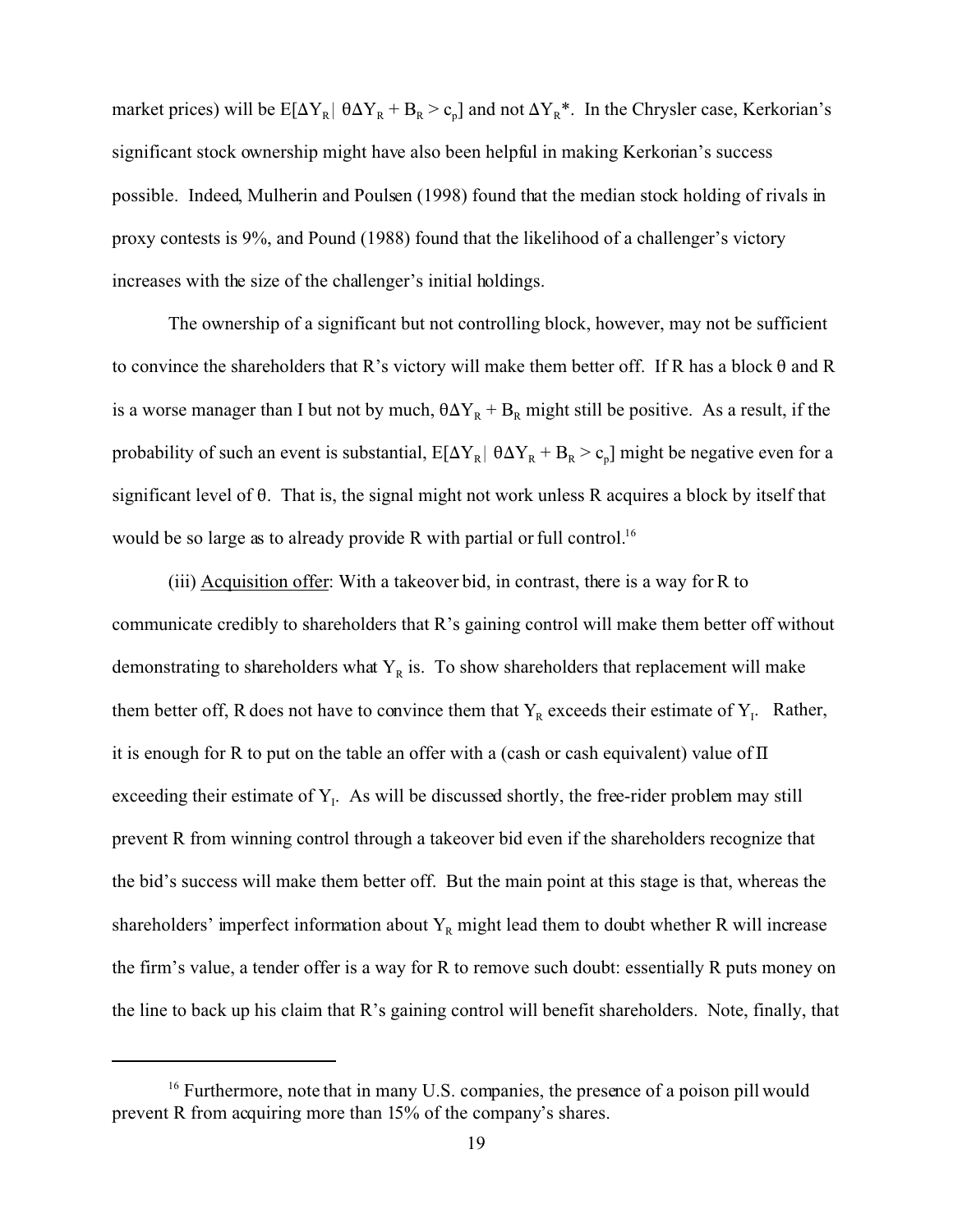market prices) will be $E[\Delta Y_R|\ \theta\Delta Y_R + B_R > c_p]$ and not $\Delta Y_R$*. In the Chrysler case, Kerkorian's significant stock ownership might have also been helpful in making Kerkorian's success possible. Indeed, Mulherin and Poulsen (1998) found that the median stock holding of rivals in proxy contests is 9%, and Pound (1988) found that the likelihood of a challenger's victory increases with the size of the challenger's initial holdings.

The ownership of a significant but not controlling block, however, may not be sufficient to convince the shareholders that R's victory will make them better off. If R has a block $\theta$ and R is a worse manager than I but not by much, $\theta\Delta Y_R + B_R$ might still be positive. As a result, if the probability of such an event is substantial, $E[\Delta Y_R|\ \theta\Delta Y_R + B_R > c_p]$ might be negative even for a significant level of $\theta$. That is, the signal might not work unless R acquires a block by itself that would be so large as to already provide R with partial or full control.[16]

(iii) Acquisition offer: With a takeover bid, in contrast, there is a way for R to communicate credibly to shareholders that R's gaining control will make them better off without demonstrating to shareholders what $Y_R$ is. To show shareholders that replacement will make them better off, R does not have to convince them that $Y_R$ exceeds their estimate of $Y_I$. Rather, it is enough for R to put on the table an offer with a (cash or cash equivalent) value of $\Pi$ exceeding their estimate of $Y_I$. As will be discussed shortly, the free-rider problem may still prevent R from winning control through a takeover bid even if the shareholders recognize that the bid's success will make them better off. But the main point at this stage is that, whereas the shareholders' imperfect information about $Y_R$ might lead them to doubt whether R will increase the firm's value, a tender offer is a way for R to remove such doubt: essentially R puts money on the line to back up his claim that R's gaining control will benefit shareholders. Note, finally, that

---

[16] Furthermore, note that in many U.S. companies, the presence of a poison pill would prevent R from acquiring more than 15% of the company's shares.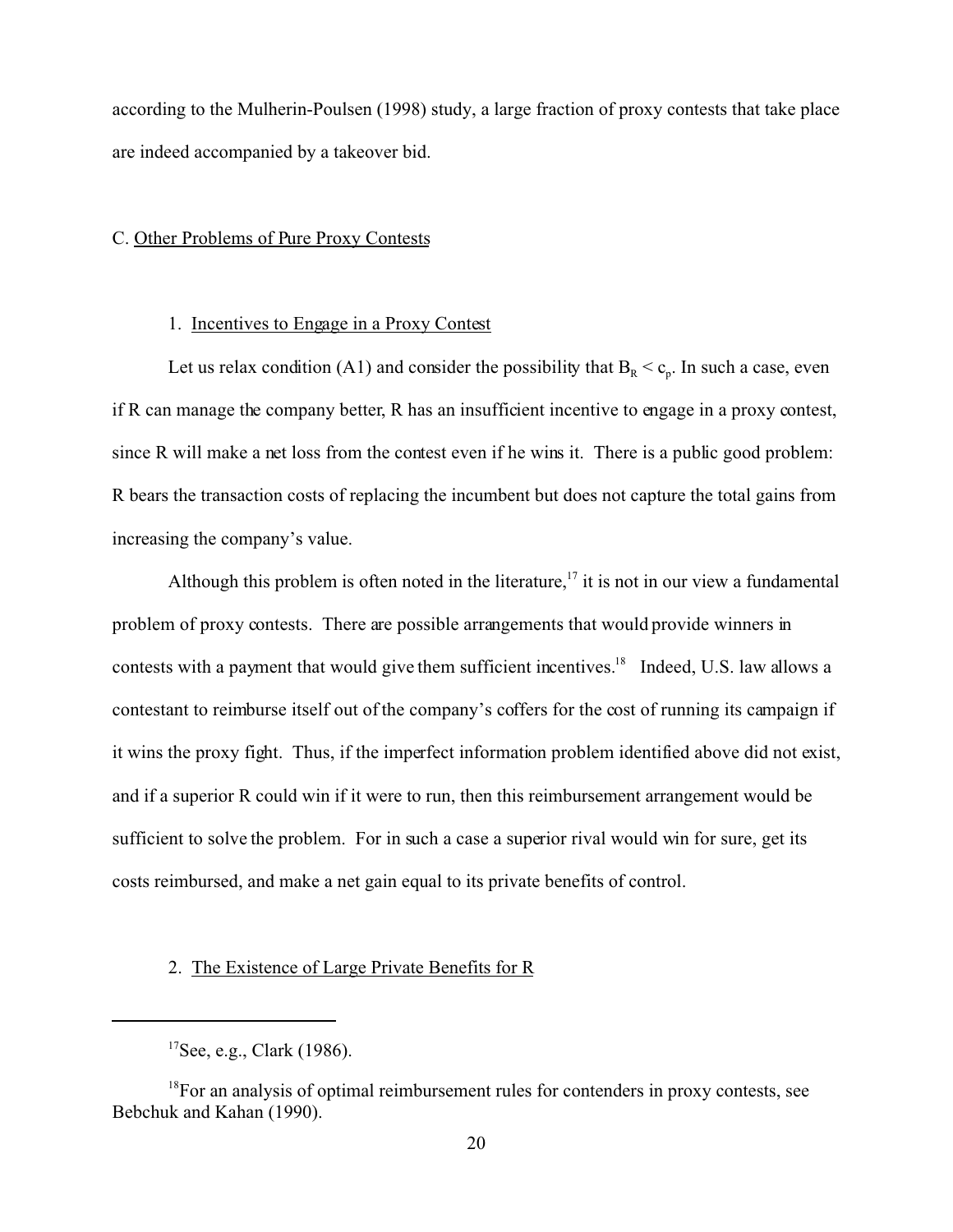according to the Mulherin-Poulsen (1998) study, a large fraction of proxy contests that take place are indeed accompanied by a takeover bid.

### C. Other Problems of Pure Proxy Contests

#### 1. Incentives to Engage in a Proxy Contest

Let us relax condition (A1) and consider the possibility that $B_R < c_p$. In such a case, even if R can manage the company better, R has an insufficient incentive to engage in a proxy contest, since R will make a net loss from the contest even if he wins it. There is a public good problem: R bears the transaction costs of replacing the incumbent but does not capture the total gains from increasing the company's value.

Although this problem is often noted in the literature,[17] it is not in our view a fundamental problem of proxy contests. There are possible arrangements that would provide winners in contests with a payment that would give them sufficient incentives.[18] Indeed, U.S. law allows a contestant to reimburse itself out of the company's coffers for the cost of running its campaign if it wins the proxy fight. Thus, if the imperfect information problem identified above did not exist, and if a superior R could win if it were to run, then this reimbursement arrangement would be sufficient to solve the problem. For in such a case a superior rival would win for sure, get its costs reimbursed, and make a net gain equal to its private benefits of control.

#### 2. The Existence of Large Private Benefits for R

---

[17] See, e.g., Clark (1986).

[18] For an analysis of optimal reimbursement rules for contenders in proxy contests, see Bebchuk and Kahan (1990).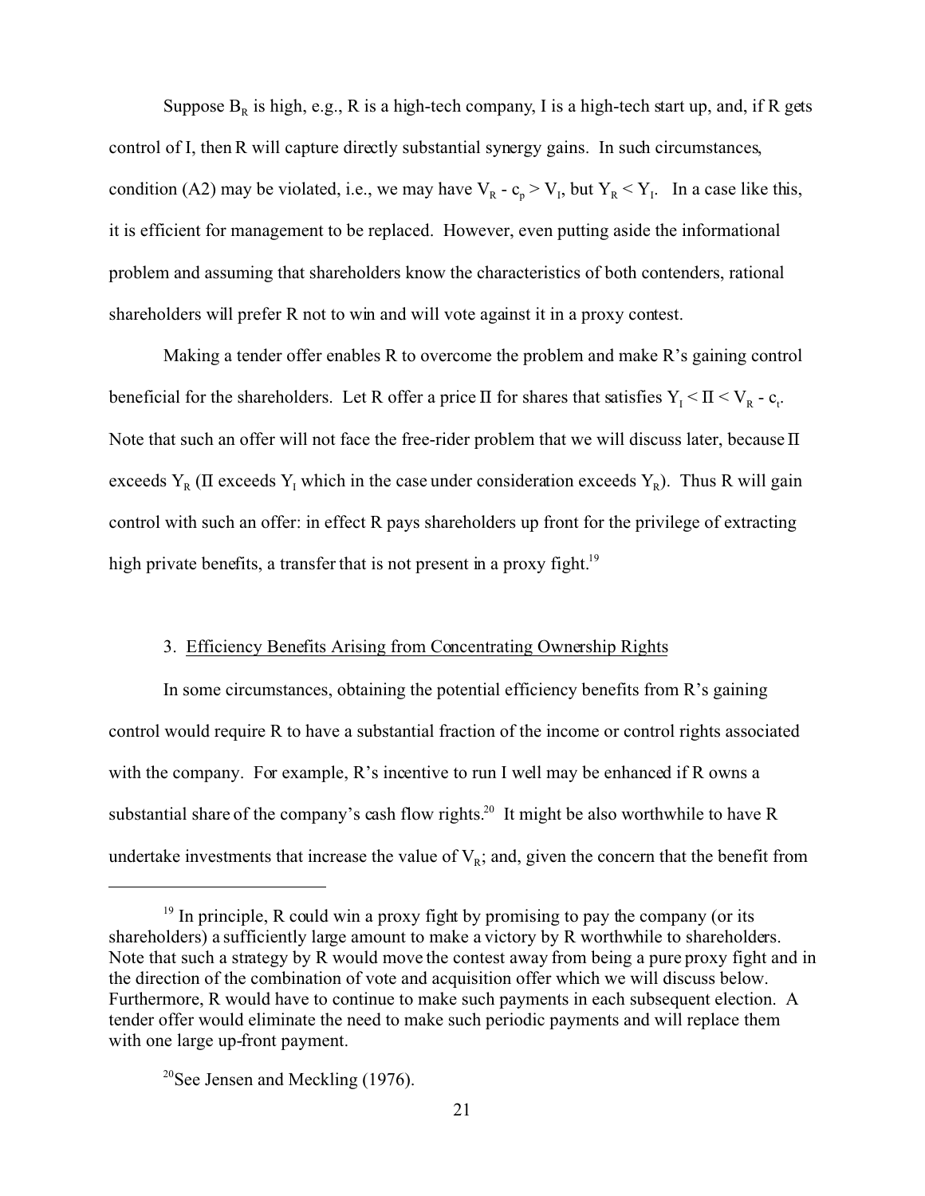Suppose $B_R$ is high, e.g., R is a high-tech company, I is a high-tech start up, and, if R gets control of I, then R will capture directly substantial synergy gains. In such circumstances, condition (A2) may be violated, i.e., we may have $V_R - c_p > V_I$, but $Y_R < Y_I$. In a case like this, it is efficient for management to be replaced. However, even putting aside the informational problem and assuming that shareholders know the characteristics of both contenders, rational shareholders will prefer R not to win and will vote against it in a proxy contest.

Making a tender offer enables R to overcome the problem and make R's gaining control beneficial for the shareholders. Let R offer a price $\Pi$ for shares that satisfies $Y_I < \Pi < V_R - c_t$. Note that such an offer will not face the free-rider problem that we will discuss later, because $\Pi$ exceeds $Y_R$ ($\Pi$ exceeds $Y_I$ which in the case under consideration exceeds $Y_R$). Thus R will gain control with such an offer: in effect R pays shareholders up front for the privilege of extracting high private benefits, a transfer that is not present in a proxy fight.[19]

### 3. Efficiency Benefits Arising from Concentrating Ownership Rights

In some circumstances, obtaining the potential efficiency benefits from R's gaining control would require R to have a substantial fraction of the income or control rights associated with the company. For example, R's incentive to run I well may be enhanced if R owns a substantial share of the company's cash flow rights.[20] It might be also worthwhile to have R undertake investments that increase the value of $V_R$; and, given the concern that the benefit from

---

[19] In principle, R could win a proxy fight by promising to pay the company (or its shareholders) a sufficiently large amount to make a victory by R worthwhile to shareholders. Note that such a strategy by R would move the contest away from being a pure proxy fight and in the direction of the combination of vote and acquisition offer which we will discuss below. Furthermore, R would have to continue to make such payments in each subsequent election. A tender offer would eliminate the need to make such periodic payments and will replace them with one large up-front payment.

[20] See Jensen and Meckling (1976).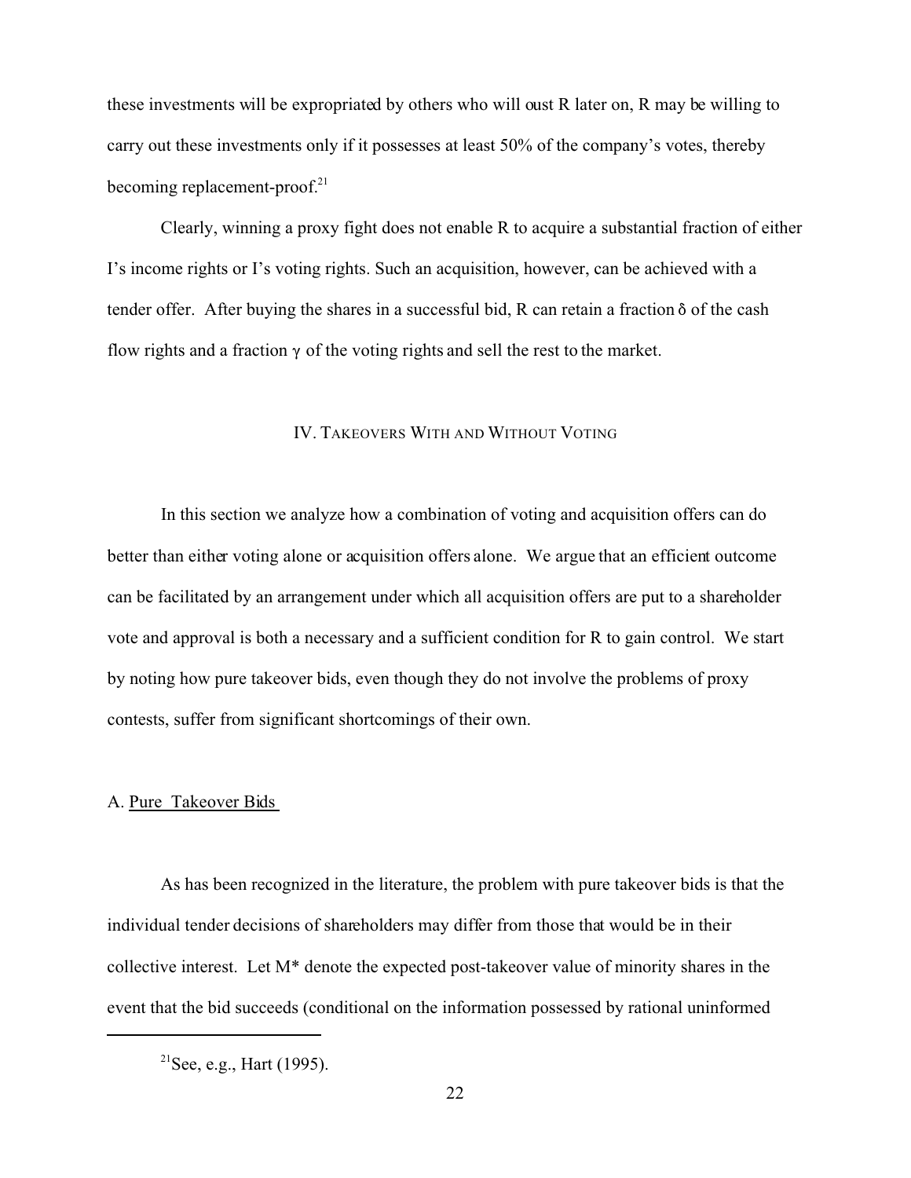these investments will be expropriated by others who will oust R later on, R may be willing to carry out these investments only if it possesses at least 50% of the company's votes, thereby becoming replacement-proof.[21]

Clearly, winning a proxy fight does not enable R to acquire a substantial fraction of either I's income rights or I's voting rights. Such an acquisition, however, can be achieved with a tender offer. After buying the shares in a successful bid, R can retain a fraction $\delta$ of the cash flow rights and a fraction $\gamma$ of the voting rights and sell the rest to the market.

## IV. Takeovers With and Without Voting

In this section we analyze how a combination of voting and acquisition offers can do better than either voting alone or acquisition offers alone. We argue that an efficient outcome can be facilitated by an arrangement under which all acquisition offers are put to a shareholder vote and approval is both a necessary and a sufficient condition for R to gain control. We start by noting how pure takeover bids, even though they do not involve the problems of proxy contests, suffer from significant shortcomings of their own.

### A. Pure Takeover Bids

As has been recognized in the literature, the problem with pure takeover bids is that the individual tender decisions of shareholders may differ from those that would be in their collective interest. Let $M^*$ denote the expected post-takeover value of minority shares in the event that the bid succeeds (conditional on the information possessed by rational uninformed

---

[21] See, e.g., Hart (1995).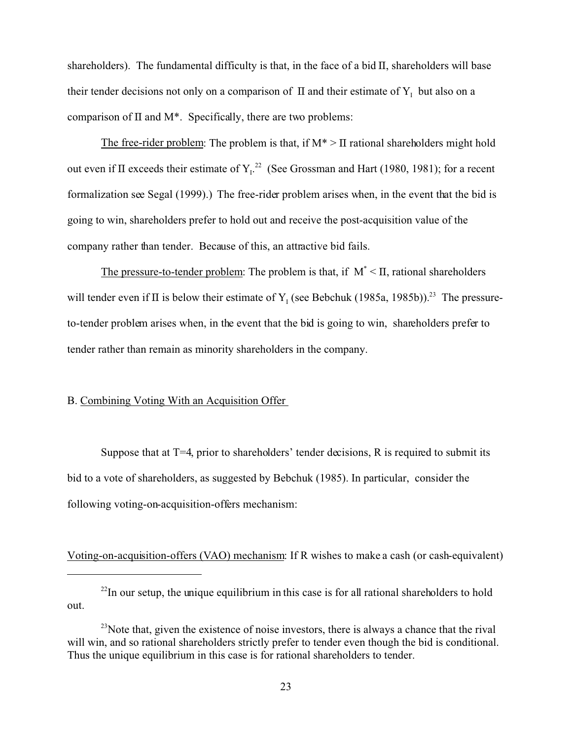shareholders). The fundamental difficulty is that, in the face of a bid $\Pi$, shareholders will base their tender decisions not only on a comparison of $\Pi$ and their estimate of $Y_I$ but also on a comparison of $\Pi$ and $M^*$. Specifically, there are two problems:

The free-rider problem: The problem is that, if $M^* > \Pi$ rational shareholders might hold out even if $\Pi$ exceeds their estimate of $Y_I$.[22] (See Grossman and Hart (1980, 1981); for a recent formalization see Segal (1999).) The free-rider problem arises when, in the event that the bid is going to win, shareholders prefer to hold out and receive the post-acquisition value of the company rather than tender. Because of this, an attractive bid fails.

The pressure-to-tender problem: The problem is that, if $M^* < \Pi$, rational shareholders will tender even if $\Pi$ is below their estimate of $Y_I$ (see Bebchuk (1985a, 1985b)).[23] The pressure-to-tender problem arises when, in the event that the bid is going to win, shareholders prefer to tender rather than remain as minority shareholders in the company.

B. Combining Voting With an Acquisition Offer

Suppose that at T=4, prior to shareholders' tender decisions, R is required to submit its bid to a vote of shareholders, as suggested by Bebchuk (1985). In particular, consider the following voting-on-acquisition-offers mechanism:

Voting-on-acquisition-offers (VAO) mechanism: If R wishes to make a cash (or cash-equivalent)

---

[22] In our setup, the unique equilibrium in this case is for all rational shareholders to hold out.

[23] Note that, given the existence of noise investors, there is always a chance that the rival will win, and so rational shareholders strictly prefer to tender even though the bid is conditional. Thus the unique equilibrium in this case is for rational shareholders to tender.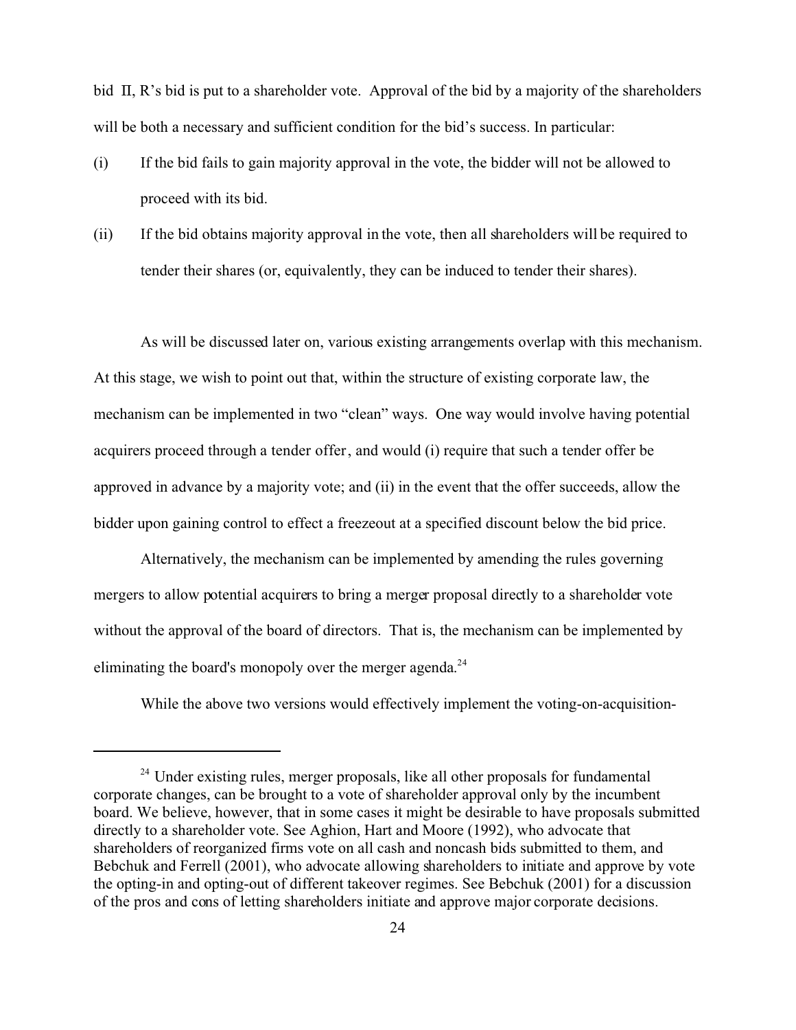bid II, R's bid is put to a shareholder vote. Approval of the bid by a majority of the shareholders will be both a necessary and sufficient condition for the bid's success. In particular:

(i) If the bid fails to gain majority approval in the vote, the bidder will not be allowed to proceed with its bid.

(ii) If the bid obtains majority approval in the vote, then all shareholders will be required to tender their shares (or, equivalently, they can be induced to tender their shares).

As will be discussed later on, various existing arrangements overlap with this mechanism. At this stage, we wish to point out that, within the structure of existing corporate law, the mechanism can be implemented in two "clean" ways. One way would involve having potential acquirers proceed through a tender offer, and would (i) require that such a tender offer be approved in advance by a majority vote; and (ii) in the event that the offer succeeds, allow the bidder upon gaining control to effect a freezeout at a specified discount below the bid price.

Alternatively, the mechanism can be implemented by amending the rules governing mergers to allow potential acquirers to bring a merger proposal directly to a shareholder vote without the approval of the board of directors. That is, the mechanism can be implemented by eliminating the board's monopoly over the merger agenda.[24]

While the above two versions would effectively implement the voting-on-acquisition-

---

[24] Under existing rules, merger proposals, like all other proposals for fundamental corporate changes, can be brought to a vote of shareholder approval only by the incumbent board. We believe, however, that in some cases it might be desirable to have proposals submitted directly to a shareholder vote. See Aghion, Hart and Moore (1992), who advocate that shareholders of reorganized firms vote on all cash and noncash bids submitted to them, and Bebchuk and Ferrell (2001), who advocate allowing shareholders to initiate and approve by vote the opting-in and opting-out of different takeover regimes. See Bebchuk (2001) for a discussion of the pros and cons of letting shareholders initiate and approve major corporate decisions.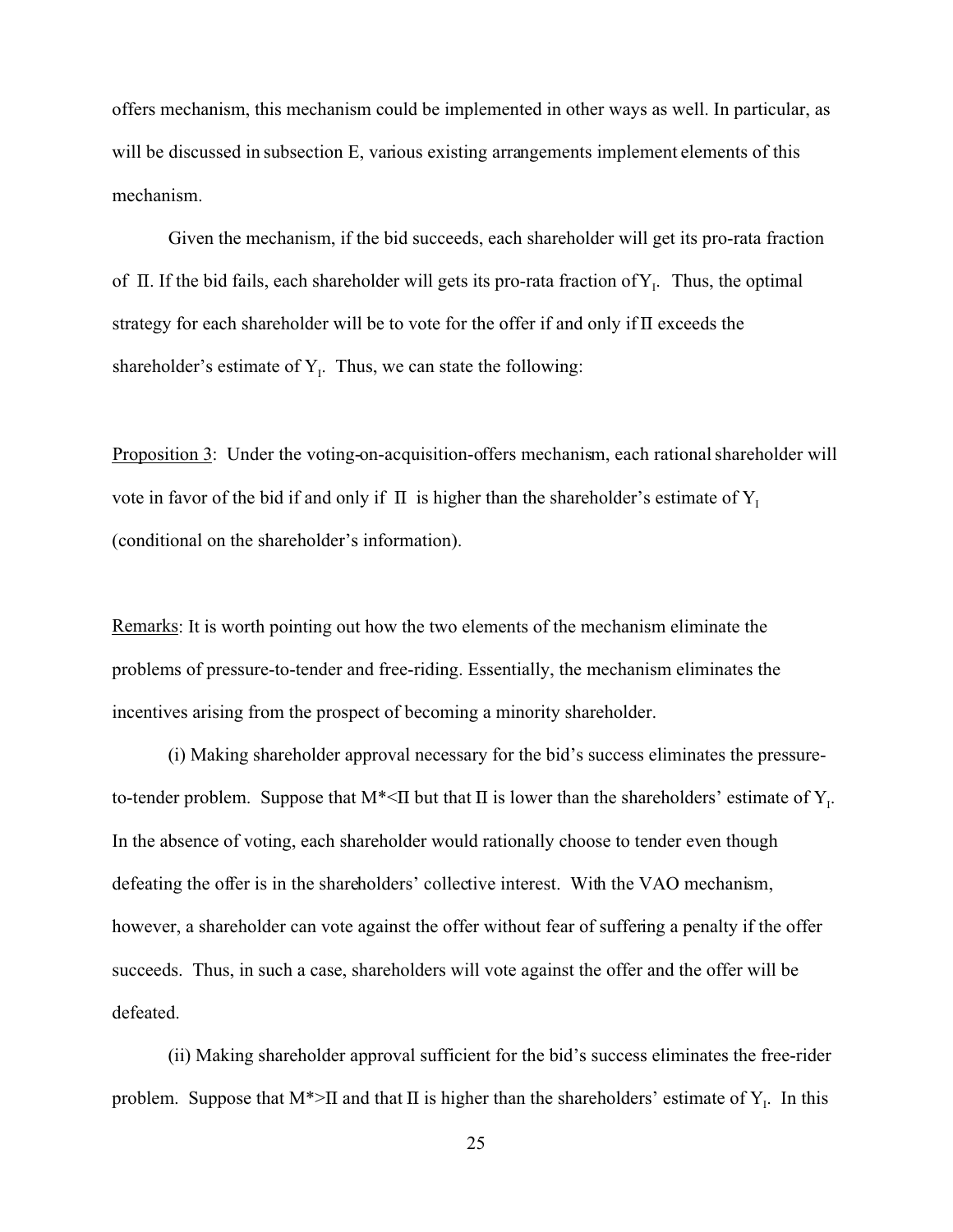offers mechanism, this mechanism could be implemented in other ways as well. In particular, as will be discussed in subsection E, various existing arrangements implement elements of this mechanism.

Given the mechanism, if the bid succeeds, each shareholder will get its pro-rata fraction of $\Pi$. If the bid fails, each shareholder will gets its pro-rata fraction of $Y_I$. Thus, the optimal strategy for each shareholder will be to vote for the offer if and only if $\Pi$ exceeds the shareholder's estimate of $Y_I$. Thus, we can state the following:

Proposition 3: Under the voting-on-acquisition-offers mechanism, each rational shareholder will vote in favor of the bid if and only if $\Pi$ is higher than the shareholder's estimate of $Y_I$ (conditional on the shareholder's information).

Remarks: It is worth pointing out how the two elements of the mechanism eliminate the problems of pressure-to-tender and free-riding. Essentially, the mechanism eliminates the incentives arising from the prospect of becoming a minority shareholder.

(i) Making shareholder approval necessary for the bid's success eliminates the pressure-to-tender problem. Suppose that $M^* < \Pi$ but that $\Pi$ is lower than the shareholders' estimate of $Y_I$. In the absence of voting, each shareholder would rationally choose to tender even though defeating the offer is in the shareholders' collective interest. With the VAO mechanism, however, a shareholder can vote against the offer without fear of suffering a penalty if the offer succeeds. Thus, in such a case, shareholders will vote against the offer and the offer will be defeated.

(ii) Making shareholder approval sufficient for the bid's success eliminates the free-rider problem. Suppose that $M^* > \Pi$ and that $\Pi$ is higher than the shareholders' estimate of $Y_I$. In this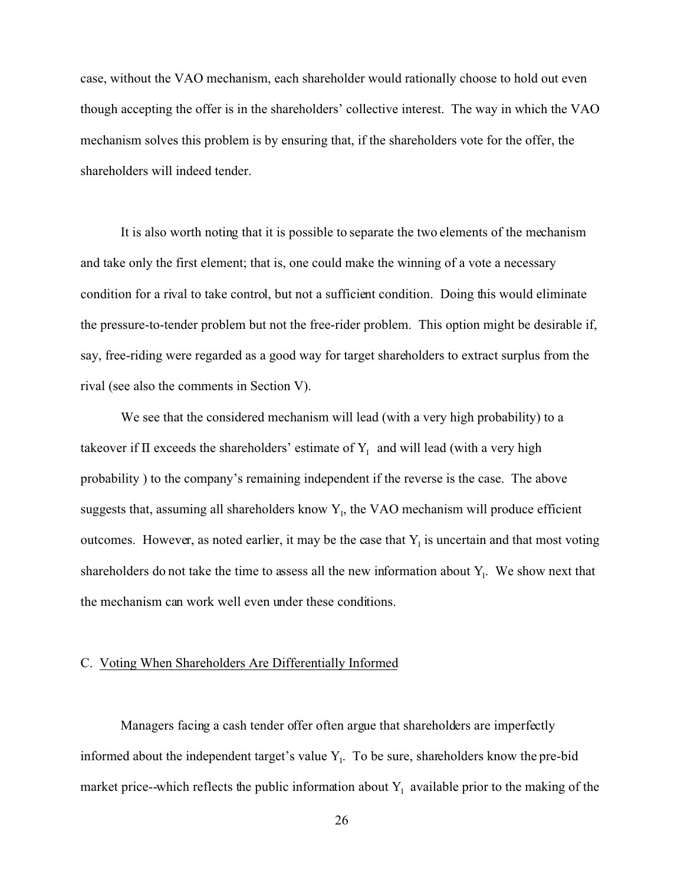case, without the VAO mechanism, each shareholder would rationally choose to hold out even though accepting the offer is in the shareholders' collective interest. The way in which the VAO mechanism solves this problem is by ensuring that, if the shareholders vote for the offer, the shareholders will indeed tender.

It is also worth noting that it is possible to separate the two elements of the mechanism and take only the first element; that is, one could make the winning of a vote a necessary condition for a rival to take control, but not a sufficient condition. Doing this would eliminate the pressure-to-tender problem but not the free-rider problem. This option might be desirable if, say, free-riding were regarded as a good way for target shareholders to extract surplus from the rival (see also the comments in Section V).

We see that the considered mechanism will lead (with a very high probability) to a takeover if $\Pi$ exceeds the shareholders' estimate of $Y_I$ and will lead (with a very high probability ) to the company's remaining independent if the reverse is the case. The above suggests that, assuming all shareholders know $Y_I$, the VAO mechanism will produce efficient outcomes. However, as noted earlier, it may be the case that $Y_I$ is uncertain and that most voting shareholders do not take the time to assess all the new information about $Y_I$. We show next that the mechanism can work well even under these conditions.

### C. Voting When Shareholders Are Differentially Informed

Managers facing a cash tender offer often argue that shareholders are imperfectly informed about the independent target's value $Y_I$. To be sure, shareholders know the pre-bid market price--which reflects the public information about $Y_I$ available prior to the making of the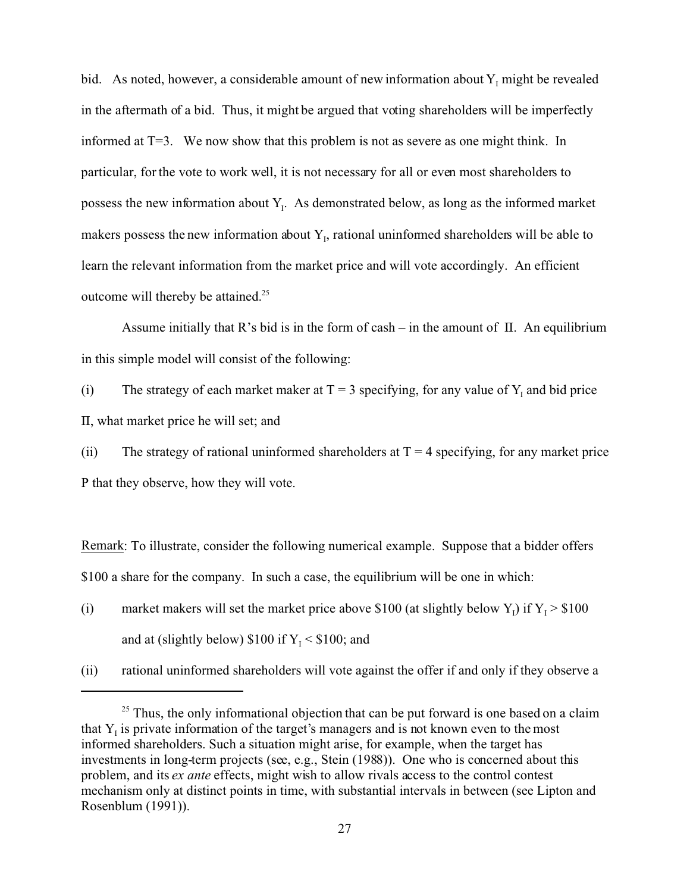bid. As noted, however, a considerable amount of new information about $Y_I$ might be revealed in the aftermath of a bid. Thus, it might be argued that voting shareholders will be imperfectly informed at T=3. We now show that this problem is not as severe as one might think. In particular, for the vote to work well, it is not necessary for all or even most shareholders to possess the new information about $Y_I$. As demonstrated below, as long as the informed market makers possess the new information about $Y_I$, rational uninformed shareholders will be able to learn the relevant information from the market price and will vote accordingly. An efficient outcome will thereby be attained.[25]

Assume initially that R's bid is in the form of cash – in the amount of $\Pi$. An equilibrium in this simple model will consist of the following:

(i) The strategy of each market maker at T = 3 specifying, for any value of $Y_I$ and bid price $\Pi$, what market price he will set; and

(ii) The strategy of rational uninformed shareholders at T = 4 specifying, for any market price P that they observe, how they will vote.

Remark: To illustrate, consider the following numerical example. Suppose that a bidder offers \$100 a share for the company. In such a case, the equilibrium will be one in which:

(i) market makers will set the market price above \$100 (at slightly below $Y_I$) if $Y_I > \$100$ and at (slightly below) \$100 if $Y_I < \$100$; and

(ii) rational uninformed shareholders will vote against the offer if and only if they observe a

[25] Thus, the only informational objection that can be put forward is one based on a claim that $Y_I$ is private information of the target's managers and is not known even to the most informed shareholders. Such a situation might arise, for example, when the target has investments in long-term projects (see, e.g., Stein (1988)). One who is concerned about this problem, and its *ex ante* effects, might wish to allow rivals access to the control contest mechanism only at distinct points in time, with substantial intervals in between (see Lipton and Rosenblum (1991)).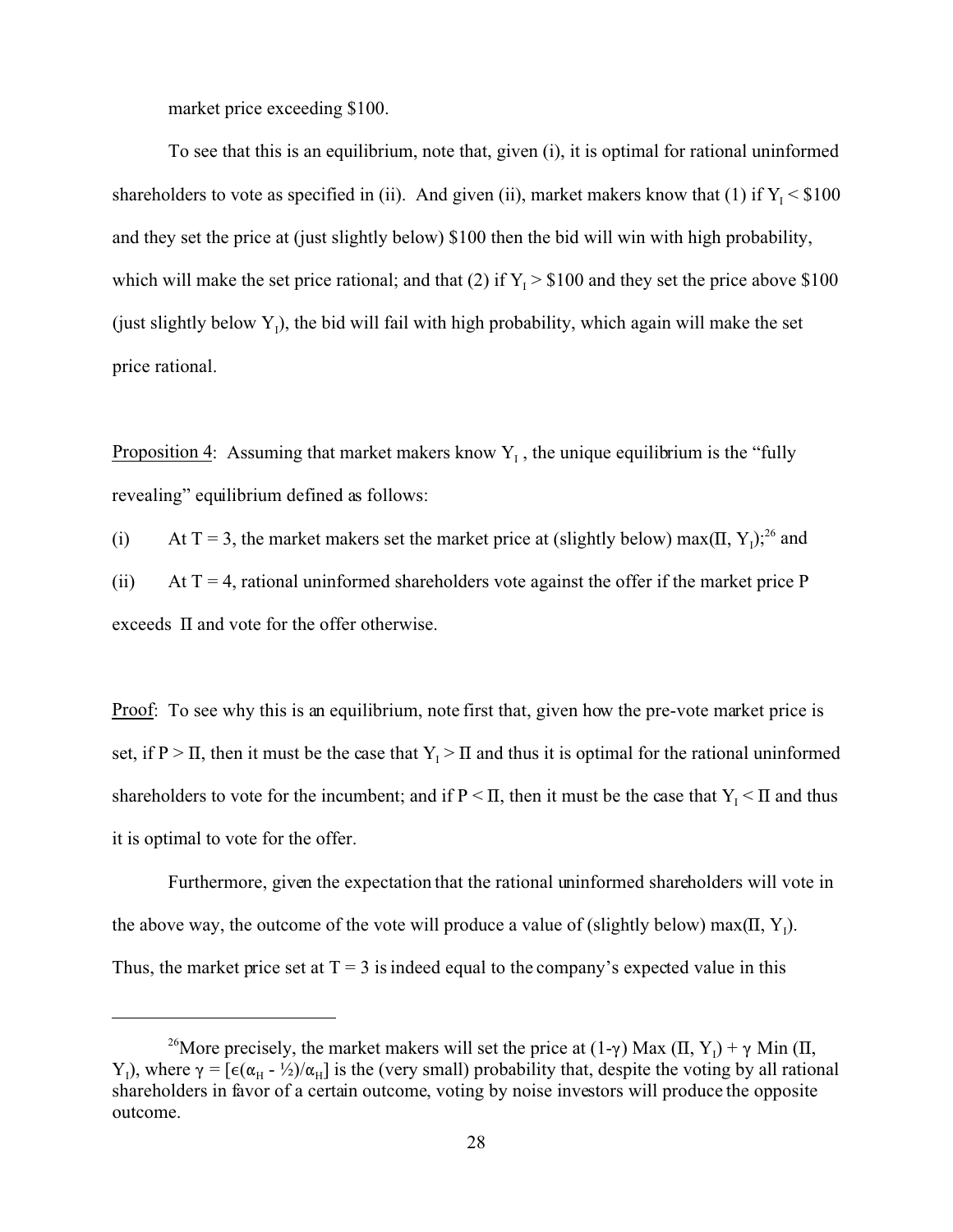market price exceeding \$100.

To see that this is an equilibrium, note that, given (i), it is optimal for rational uninformed shareholders to vote as specified in (ii). And given (ii), market makers know that (1) if $Y_I < \$100$ and they set the price at (just slightly below) \$100 then the bid will win with high probability, which will make the set price rational; and that (2) if $Y_I > \$100$ and they set the price above \$100 (just slightly below $Y_I$), the bid will fail with high probability, which again will make the set price rational.

<u>Proposition 4</u>: Assuming that market makers know $Y_I$, the unique equilibrium is the "fully revealing" equilibrium defined as follows:

(i) At T = 3, the market makers set the market price at (slightly below) $\max(\Pi, Y_I)$;[26] and

(ii) At T = 4, rational uninformed shareholders vote against the offer if the market price P exceeds $\Pi$ and vote for the offer otherwise.

<u>Proof</u>: To see why this is an equilibrium, note first that, given how the pre-vote market price is set, if $P > \Pi$, then it must be the case that $Y_I > \Pi$ and thus it is optimal for the rational uninformed shareholders to vote for the incumbent; and if $P < \Pi$, then it must be the case that $Y_I < \Pi$ and thus it is optimal to vote for the offer.

Furthermore, given the expectation that the rational uninformed shareholders will vote in the above way, the outcome of the vote will produce a value of (slightly below) $\max(\Pi, Y_I)$. Thus, the market price set at T = 3 is indeed equal to the company's expected value in this

---

[26] More precisely, the market makers will set the price at $(1-\gamma)\,\text{Max}\,(\Pi, Y_I) + \gamma\,\text{Min}\,(\Pi, Y_I)$, where $\gamma = [\epsilon(\alpha_H - \frac{1}{2})/\alpha_H]$ is the (very small) probability that, despite the voting by all rational shareholders in favor of a certain outcome, voting by noise investors will produce the opposite outcome.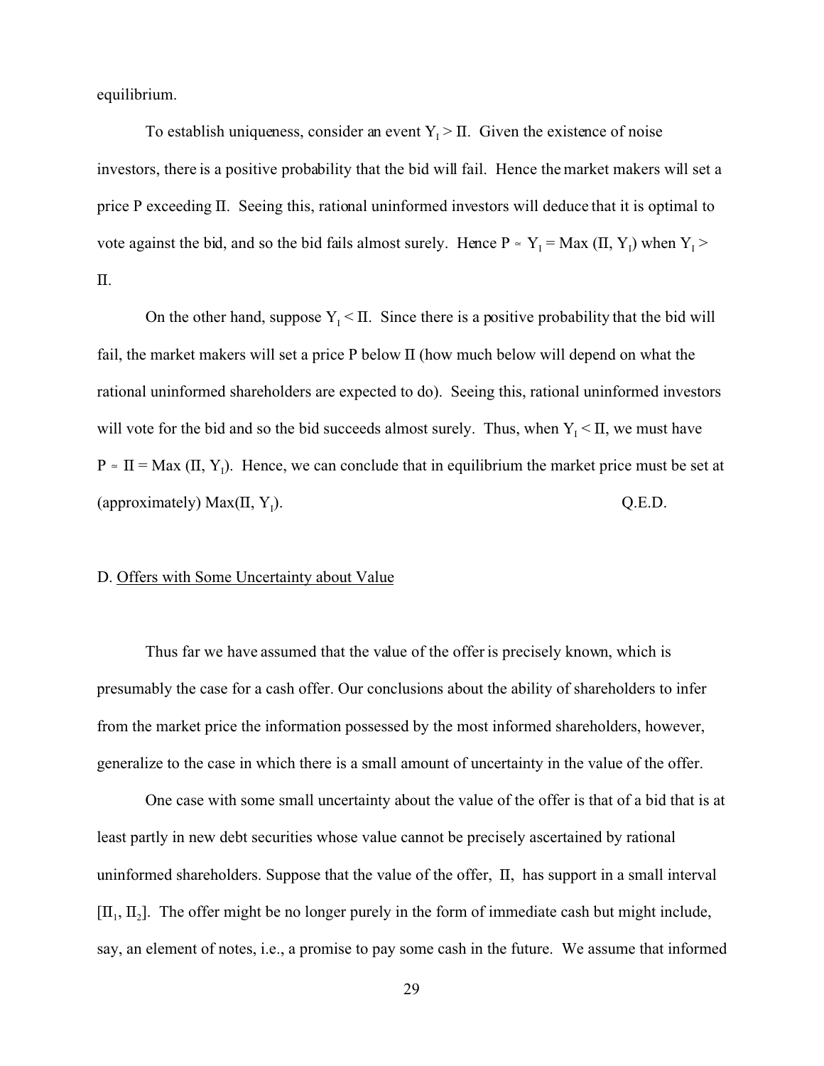equilibrium.

To establish uniqueness, consider an event $Y_I > \Pi$. Given the existence of noise investors, there is a positive probability that the bid will fail. Hence the market makers will set a price P exceeding $\Pi$. Seeing this, rational uninformed investors will deduce that it is optimal to vote against the bid, and so the bid fails almost surely. Hence $P \approx Y_I = \text{Max}(\Pi, Y_I)$ when $Y_I > \Pi$.

On the other hand, suppose $Y_I < \Pi$. Since there is a positive probability that the bid will fail, the market makers will set a price P below $\Pi$ (how much below will depend on what the rational uninformed shareholders are expected to do). Seeing this, rational uninformed investors will vote for the bid and so the bid succeeds almost surely. Thus, when $Y_I < \Pi$, we must have $P \approx \Pi = \text{Max}(\Pi, Y_I)$. Hence, we can conclude that in equilibrium the market price must be set at (approximately) $\text{Max}(\Pi, Y_I)$. Q.E.D.

D. Offers with Some Uncertainty about Value

Thus far we have assumed that the value of the offer is precisely known, which is presumably the case for a cash offer. Our conclusions about the ability of shareholders to infer from the market price the information possessed by the most informed shareholders, however, generalize to the case in which there is a small amount of uncertainty in the value of the offer.

One case with some small uncertainty about the value of the offer is that of a bid that is at least partly in new debt securities whose value cannot be precisely ascertained by rational uninformed shareholders. Suppose that the value of the offer, $\Pi$, has support in a small interval $[\Pi_1, \Pi_2]$. The offer might be no longer purely in the form of immediate cash but might include, say, an element of notes, i.e., a promise to pay some cash in the future. We assume that informed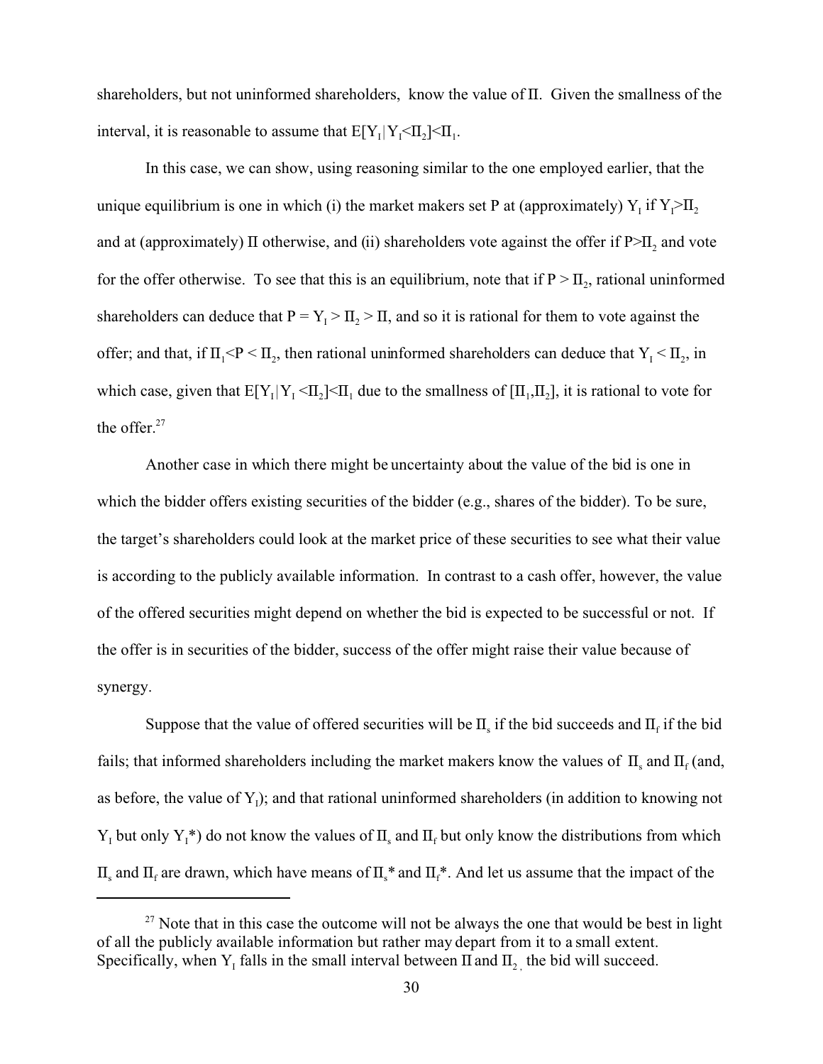shareholders, but not uninformed shareholders, know the value of $\Pi$. Given the smallness of the interval, it is reasonable to assume that $E[Y_I|Y_I<\Pi_2]<\Pi_1$.

In this case, we can show, using reasoning similar to the one employed earlier, that the unique equilibrium is one in which (i) the market makers set P at (approximately) $Y_I$ if $Y_I>\Pi_2$ and at (approximately) $\Pi$ otherwise, and (ii) shareholders vote against the offer if $P>\Pi_2$ and vote for the offer otherwise. To see that this is an equilibrium, note that if $P > \Pi_2$, rational uninformed shareholders can deduce that $P = Y_I > \Pi_2 > \Pi$, and so it is rational for them to vote against the offer; and that, if $\Pi_1<P < \Pi_2$, then rational uninformed shareholders can deduce that $Y_I < \Pi_2$, in which case, given that $E[Y_I|Y_I <\Pi_2]<\Pi_1$ due to the smallness of $[\Pi_1,\Pi_2]$, it is rational to vote for the offer.[27]

Another case in which there might be uncertainty about the value of the bid is one in which the bidder offers existing securities of the bidder (e.g., shares of the bidder). To be sure, the target's shareholders could look at the market price of these securities to see what their value is according to the publicly available information. In contrast to a cash offer, however, the value of the offered securities might depend on whether the bid is expected to be successful or not. If the offer is in securities of the bidder, success of the offer might raise their value because of synergy.

Suppose that the value of offered securities will be $\Pi_s$ if the bid succeeds and $\Pi_f$ if the bid fails; that informed shareholders including the market makers know the values of $\Pi_s$ and $\Pi_f$ (and, as before, the value of $Y_I$); and that rational uninformed shareholders (in addition to knowing not $Y_I$ but only $Y_I$*) do not know the values of $\Pi_s$ and $\Pi_f$ but only know the distributions from which $\Pi_s$ and $\Pi_f$ are drawn, which have means of $\Pi_s$* and $\Pi_f$*. And let us assume that the impact of the

[27] Note that in this case the outcome will not be always the one that would be best in light of all the publicly available information but rather may depart from it to a small extent. Specifically, when $Y_I$ falls in the small interval between $\Pi$ and $\Pi_2$, the bid will succeed.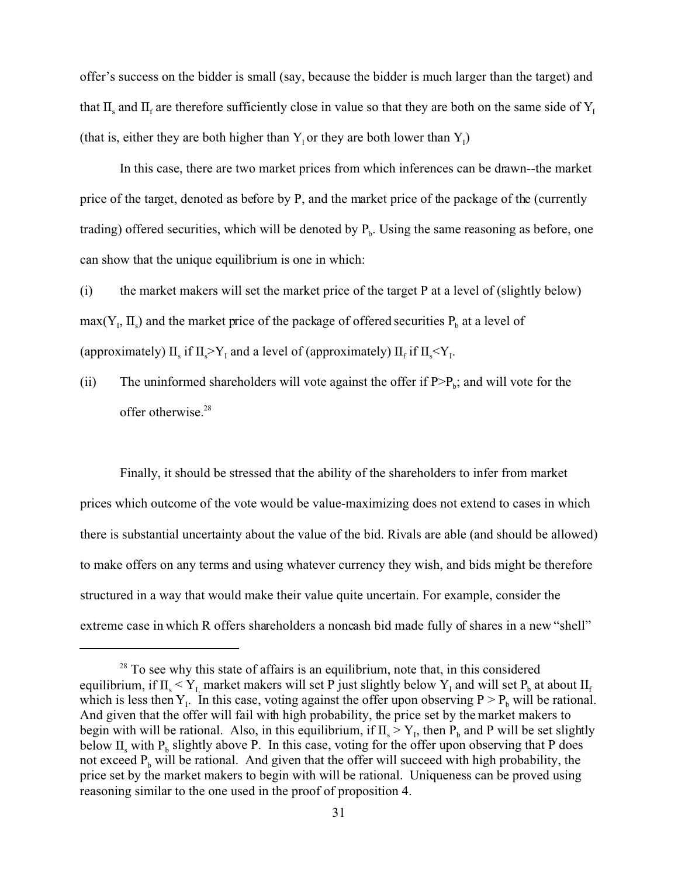offer's success on the bidder is small (say, because the bidder is much larger than the target) and that $\Pi_s$ and $\Pi_f$ are therefore sufficiently close in value so that they are both on the same side of $Y_I$ (that is, either they are both higher than $Y_I$ or they are both lower than $Y_I$)

In this case, there are two market prices from which inferences can be drawn--the market price of the target, denoted as before by P, and the market price of the package of the (currently trading) offered securities, which will be denoted by $P_b$. Using the same reasoning as before, one can show that the unique equilibrium is one in which:

(i) the market makers will set the market price of the target P at a level of (slightly below) $\max(Y_I, \Pi_s)$ and the market price of the package of offered securities $P_b$ at a level of (approximately) $\Pi_s$ if $\Pi_s > Y_I$ and a level of (approximately) $\Pi_f$ if $\Pi_s < Y_I$.

(ii) The uninformed shareholders will vote against the offer if $P > P_b$; and will vote for the offer otherwise.[28]

Finally, it should be stressed that the ability of the shareholders to infer from market prices which outcome of the vote would be value-maximizing does not extend to cases in which there is substantial uncertainty about the value of the bid. Rivals are able (and should be allowed) to make offers on any terms and using whatever currency they wish, and bids might be therefore structured in a way that would make their value quite uncertain. For example, consider the extreme case in which R offers shareholders a noncash bid made fully of shares in a new "shell"

---

[28] To see why this state of affairs is an equilibrium, note that, in this considered equilibrium, if $\Pi_s < Y_I$, market makers will set P just slightly below $Y_I$ and will set $P_b$ at about $\Pi_f$ which is less then $Y_I$. In this case, voting against the offer upon observing $P > P_b$ will be rational. And given that the offer will fail with high probability, the price set by the market makers to begin with will be rational. Also, in this equilibrium, if $\Pi_s > Y_I$, then $P_b$ and P will be set slightly below $\Pi_s$ with $P_b$ slightly above P. In this case, voting for the offer upon observing that P does not exceed $P_b$ will be rational. And given that the offer will succeed with high probability, the price set by the market makers to begin with will be rational. Uniqueness can be proved using reasoning similar to the one used in the proof of proposition 4.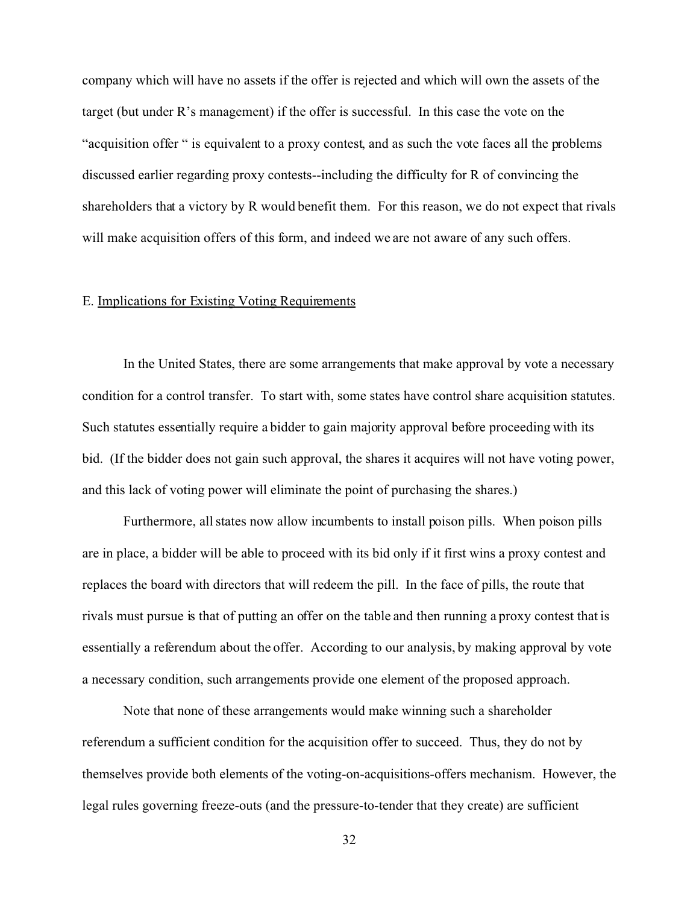company which will have no assets if the offer is rejected and which will own the assets of the target (but under R's management) if the offer is successful. In this case the vote on the "acquisition offer " is equivalent to a proxy contest, and as such the vote faces all the problems discussed earlier regarding proxy contests--including the difficulty for R of convincing the shareholders that a victory by R would benefit them. For this reason, we do not expect that rivals will make acquisition offers of this form, and indeed we are not aware of any such offers.

### E. Implications for Existing Voting Requirements

In the United States, there are some arrangements that make approval by vote a necessary condition for a control transfer. To start with, some states have control share acquisition statutes. Such statutes essentially require a bidder to gain majority approval before proceeding with its bid. (If the bidder does not gain such approval, the shares it acquires will not have voting power, and this lack of voting power will eliminate the point of purchasing the shares.)

Furthermore, all states now allow incumbents to install poison pills. When poison pills are in place, a bidder will be able to proceed with its bid only if it first wins a proxy contest and replaces the board with directors that will redeem the pill. In the face of pills, the route that rivals must pursue is that of putting an offer on the table and then running a proxy contest that is essentially a referendum about the offer. According to our analysis, by making approval by vote a necessary condition, such arrangements provide one element of the proposed approach.

Note that none of these arrangements would make winning such a shareholder referendum a sufficient condition for the acquisition offer to succeed. Thus, they do not by themselves provide both elements of the voting-on-acquisitions-offers mechanism. However, the legal rules governing freeze-outs (and the pressure-to-tender that they create) are sufficient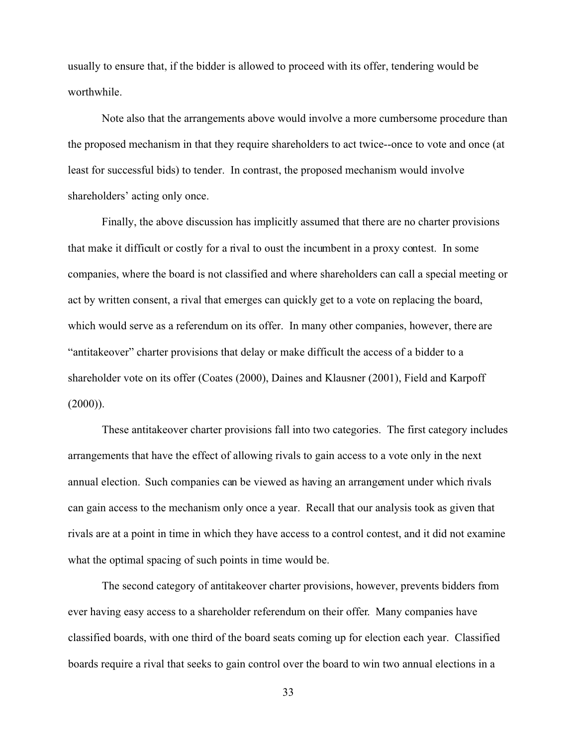usually to ensure that, if the bidder is allowed to proceed with its offer, tendering would be worthwhile.

Note also that the arrangements above would involve a more cumbersome procedure than the proposed mechanism in that they require shareholders to act twice--once to vote and once (at least for successful bids) to tender. In contrast, the proposed mechanism would involve shareholders' acting only once.

Finally, the above discussion has implicitly assumed that there are no charter provisions that make it difficult or costly for a rival to oust the incumbent in a proxy contest. In some companies, where the board is not classified and where shareholders can call a special meeting or act by written consent, a rival that emerges can quickly get to a vote on replacing the board, which would serve as a referendum on its offer. In many other companies, however, there are "antitakeover" charter provisions that delay or make difficult the access of a bidder to a shareholder vote on its offer (Coates (2000), Daines and Klausner (2001), Field and Karpoff (2000)).

These antitakeover charter provisions fall into two categories. The first category includes arrangements that have the effect of allowing rivals to gain access to a vote only in the next annual election. Such companies can be viewed as having an arrangement under which rivals can gain access to the mechanism only once a year. Recall that our analysis took as given that rivals are at a point in time in which they have access to a control contest, and it did not examine what the optimal spacing of such points in time would be.

The second category of antitakeover charter provisions, however, prevents bidders from ever having easy access to a shareholder referendum on their offer. Many companies have classified boards, with one third of the board seats coming up for election each year. Classified boards require a rival that seeks to gain control over the board to win two annual elections in a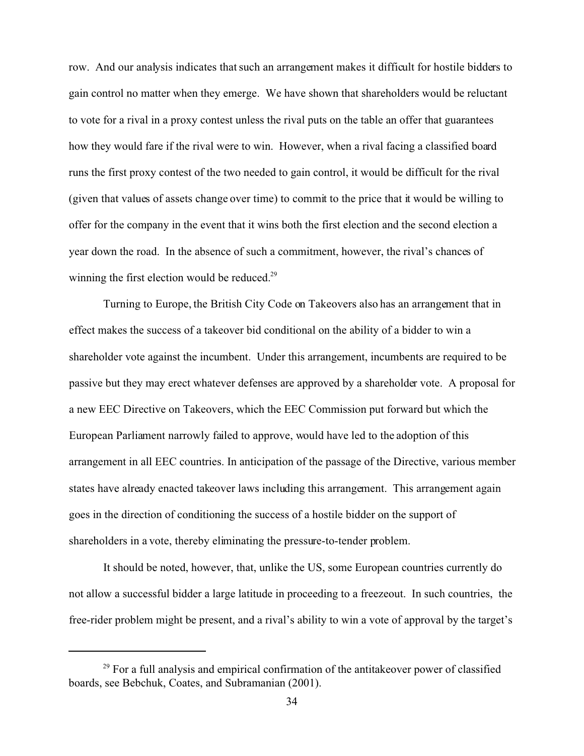row. And our analysis indicates that such an arrangement makes it difficult for hostile bidders to gain control no matter when they emerge. We have shown that shareholders would be reluctant to vote for a rival in a proxy contest unless the rival puts on the table an offer that guarantees how they would fare if the rival were to win. However, when a rival facing a classified board runs the first proxy contest of the two needed to gain control, it would be difficult for the rival (given that values of assets change over time) to commit to the price that it would be willing to offer for the company in the event that it wins both the first election and the second election a year down the road. In the absence of such a commitment, however, the rival's chances of winning the first election would be reduced.[29]

Turning to Europe, the British City Code on Takeovers also has an arrangement that in effect makes the success of a takeover bid conditional on the ability of a bidder to win a shareholder vote against the incumbent. Under this arrangement, incumbents are required to be passive but they may erect whatever defenses are approved by a shareholder vote. A proposal for a new EEC Directive on Takeovers, which the EEC Commission put forward but which the European Parliament narrowly failed to approve, would have led to the adoption of this arrangement in all EEC countries. In anticipation of the passage of the Directive, various member states have already enacted takeover laws including this arrangement. This arrangement again goes in the direction of conditioning the success of a hostile bidder on the support of shareholders in a vote, thereby eliminating the pressure-to-tender problem.

It should be noted, however, that, unlike the US, some European countries currently do not allow a successful bidder a large latitude in proceeding to a freezeout. In such countries, the free-rider problem might be present, and a rival's ability to win a vote of approval by the target's

[29] For a full analysis and empirical confirmation of the antitakeover power of classified boards, see Bebchuk, Coates, and Subramanian (2001).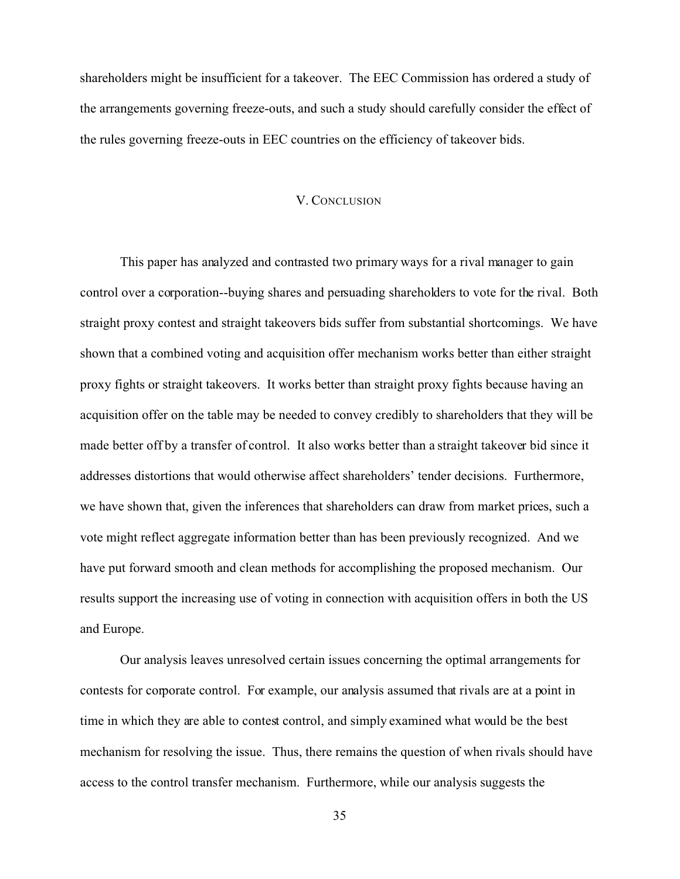shareholders might be insufficient for a takeover. The EEC Commission has ordered a study of the arrangements governing freeze-outs, and such a study should carefully consider the effect of the rules governing freeze-outs in EEC countries on the efficiency of takeover bids.

## V. CONCLUSION

This paper has analyzed and contrasted two primary ways for a rival manager to gain control over a corporation--buying shares and persuading shareholders to vote for the rival. Both straight proxy contest and straight takeovers bids suffer from substantial shortcomings. We have shown that a combined voting and acquisition offer mechanism works better than either straight proxy fights or straight takeovers. It works better than straight proxy fights because having an acquisition offer on the table may be needed to convey credibly to shareholders that they will be made better off by a transfer of control. It also works better than a straight takeover bid since it addresses distortions that would otherwise affect shareholders' tender decisions. Furthermore, we have shown that, given the inferences that shareholders can draw from market prices, such a vote might reflect aggregate information better than has been previously recognized. And we have put forward smooth and clean methods for accomplishing the proposed mechanism. Our results support the increasing use of voting in connection with acquisition offers in both the US and Europe.

Our analysis leaves unresolved certain issues concerning the optimal arrangements for contests for corporate control. For example, our analysis assumed that rivals are at a point in time in which they are able to contest control, and simply examined what would be the best mechanism for resolving the issue. Thus, there remains the question of when rivals should have access to the control transfer mechanism. Furthermore, while our analysis suggests the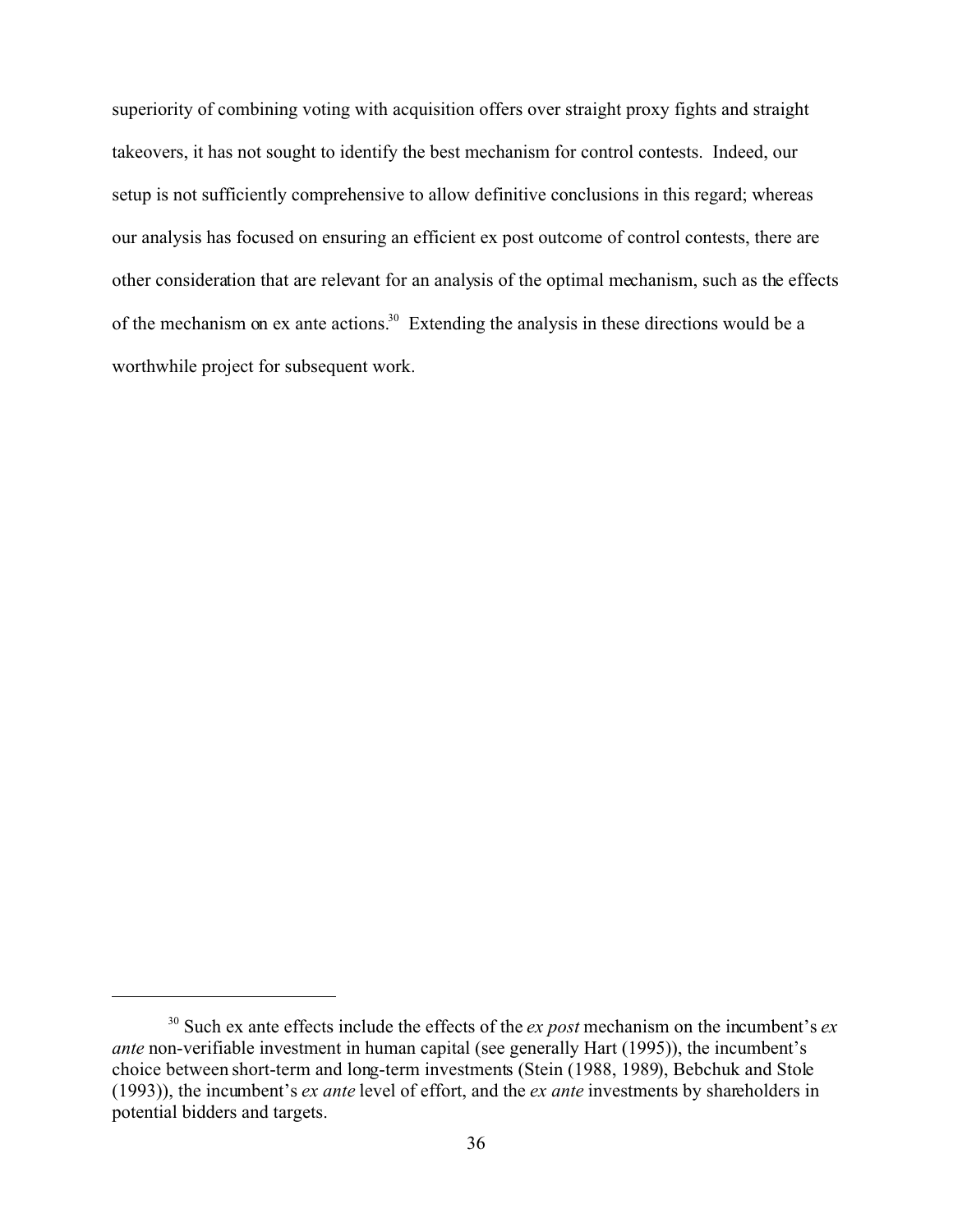superiority of combining voting with acquisition offers over straight proxy fights and straight takeovers, it has not sought to identify the best mechanism for control contests. Indeed, our setup is not sufficiently comprehensive to allow definitive conclusions in this regard; whereas our analysis has focused on ensuring an efficient ex post outcome of control contests, there are other consideration that are relevant for an analysis of the optimal mechanism, such as the effects of the mechanism on ex ante actions.[30] Extending the analysis in these directions would be a worthwhile project for subsequent work.

---

[30] Such ex ante effects include the effects of the *ex post* mechanism on the incumbent's *ex ante* non-verifiable investment in human capital (see generally Hart (1995)), the incumbent's choice between short-term and long-term investments (Stein (1988, 1989), Bebchuk and Stole (1993)), the incumbent's *ex ante* level of effort, and the *ex ante* investments by shareholders in potential bidders and targets.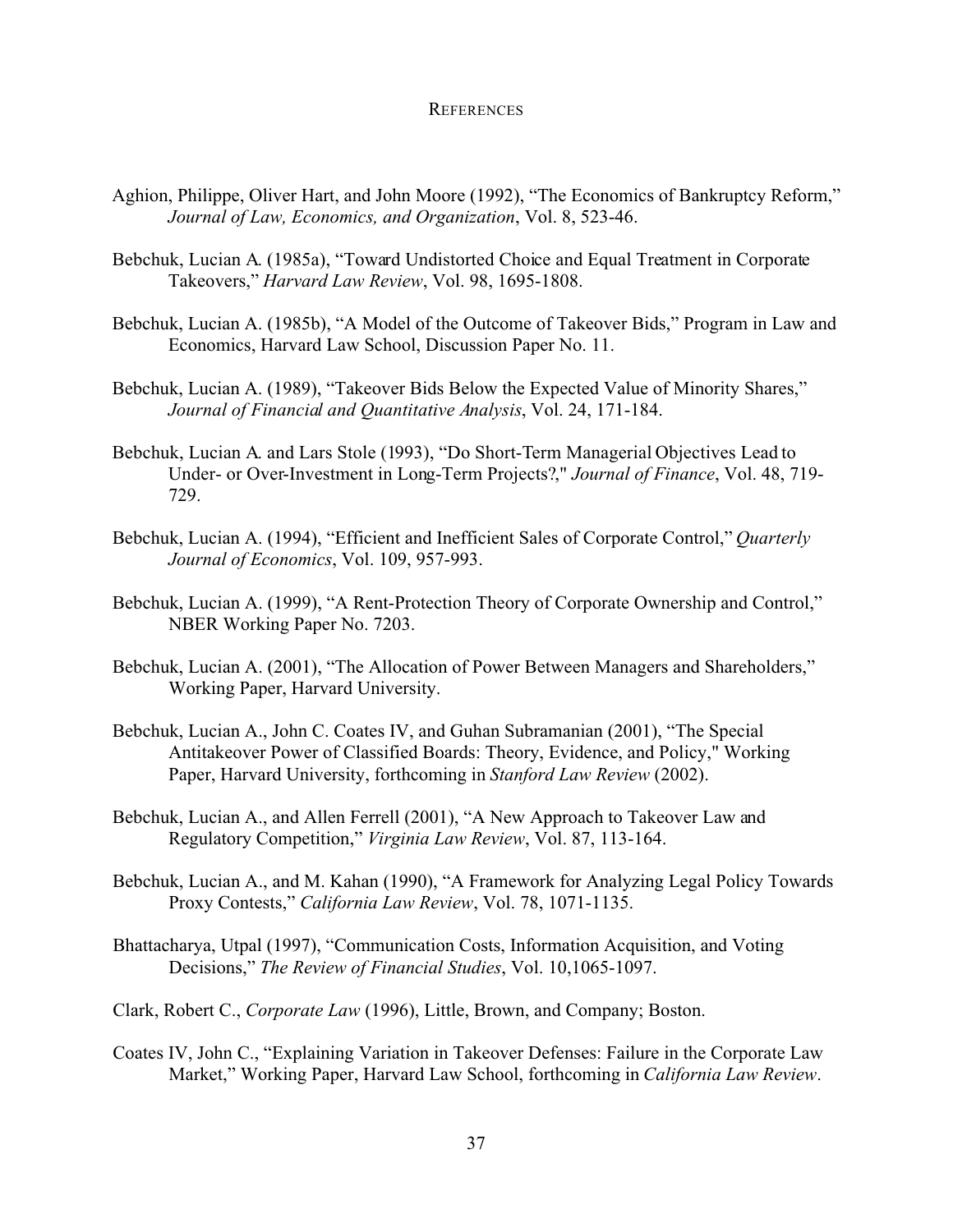# References

Aghion, Philippe, Oliver Hart, and John Moore (1992), "The Economics of Bankruptcy Reform," *Journal of Law, Economics, and Organization*, Vol. 8, 523-46.

Bebchuk, Lucian A. (1985a), "Toward Undistorted Choice and Equal Treatment in Corporate Takeovers," *Harvard Law Review*, Vol. 98, 1695-1808.

Bebchuk, Lucian A. (1985b), "A Model of the Outcome of Takeover Bids," Program in Law and Economics, Harvard Law School, Discussion Paper No. 11.

Bebchuk, Lucian A. (1989), "Takeover Bids Below the Expected Value of Minority Shares," *Journal of Financial and Quantitative Analysis*, Vol. 24, 171-184.

Bebchuk, Lucian A. and Lars Stole (1993), "Do Short-Term Managerial Objectives Lead to Under- or Over-Investment in Long-Term Projects?," *Journal of Finance*, Vol. 48, 719-729.

Bebchuk, Lucian A. (1994), "Efficient and Inefficient Sales of Corporate Control," *Quarterly Journal of Economics*, Vol. 109, 957-993.

Bebchuk, Lucian A. (1999), "A Rent-Protection Theory of Corporate Ownership and Control," NBER Working Paper No. 7203.

Bebchuk, Lucian A. (2001), "The Allocation of Power Between Managers and Shareholders," Working Paper, Harvard University.

Bebchuk, Lucian A., John C. Coates IV, and Guhan Subramanian (2001), "The Special Antitakeover Power of Classified Boards: Theory, Evidence, and Policy," Working Paper, Harvard University, forthcoming in *Stanford Law Review* (2002).

Bebchuk, Lucian A., and Allen Ferrell (2001), "A New Approach to Takeover Law and Regulatory Competition," *Virginia Law Review*, Vol. 87, 113-164.

Bebchuk, Lucian A., and M. Kahan (1990), "A Framework for Analyzing Legal Policy Towards Proxy Contests," *California Law Review*, Vol. 78, 1071-1135.

Bhattacharya, Utpal (1997), "Communication Costs, Information Acquisition, and Voting Decisions," *The Review of Financial Studies*, Vol. 10,1065-1097.

Clark, Robert C., *Corporate Law* (1996), Little, Brown, and Company; Boston.

Coates IV, John C., "Explaining Variation in Takeover Defenses: Failure in the Corporate Law Market," Working Paper, Harvard Law School, forthcoming in *California Law Review*.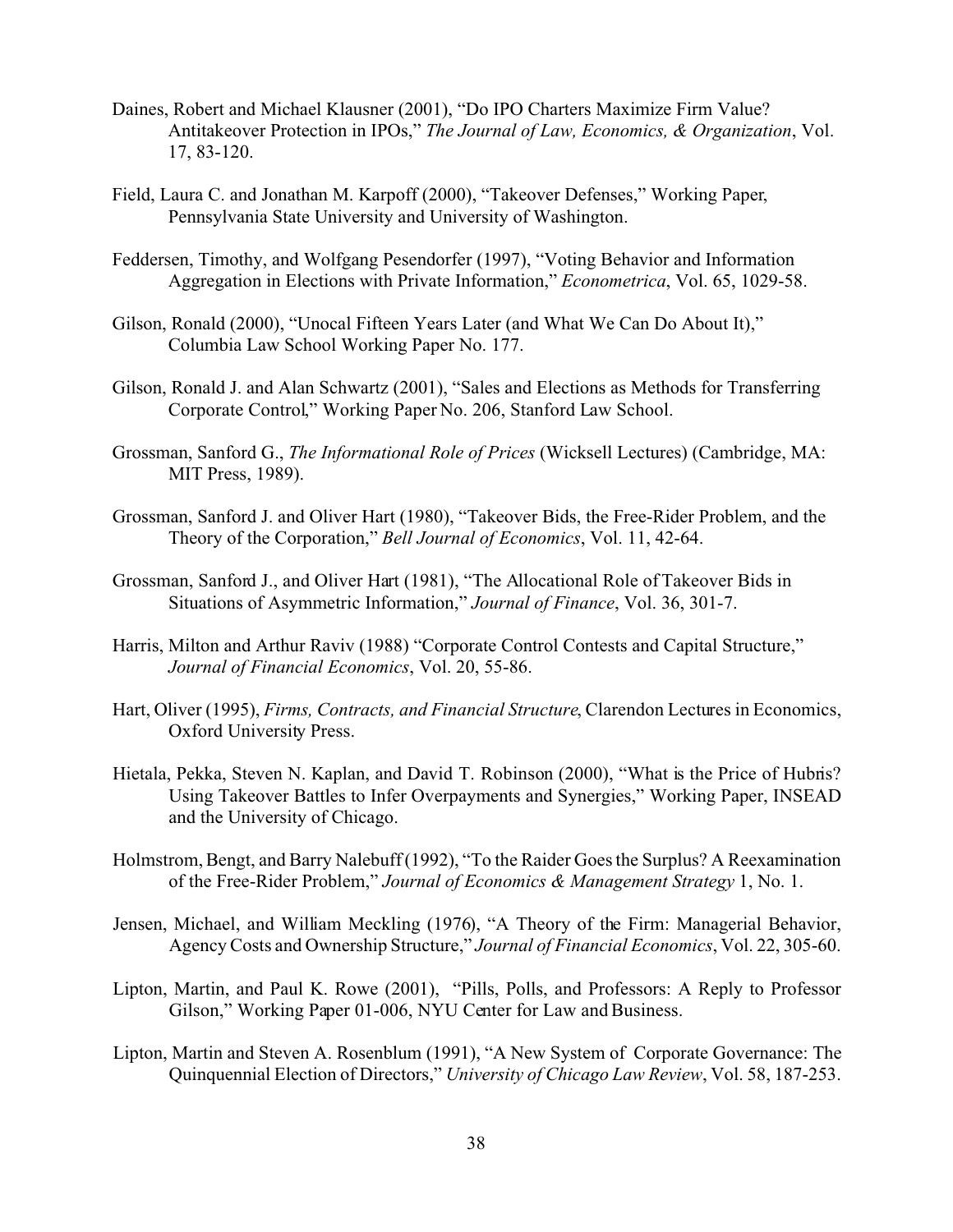Daines, Robert and Michael Klausner (2001), "Do IPO Charters Maximize Firm Value? Antitakeover Protection in IPOs," *The Journal of Law, Economics, & Organization*, Vol. 17, 83-120.

Field, Laura C. and Jonathan M. Karpoff (2000), "Takeover Defenses," Working Paper, Pennsylvania State University and University of Washington.

Feddersen, Timothy, and Wolfgang Pesendorfer (1997), "Voting Behavior and Information Aggregation in Elections with Private Information," *Econometrica*, Vol. 65, 1029-58.

Gilson, Ronald (2000), "Unocal Fifteen Years Later (and What We Can Do About It)," Columbia Law School Working Paper No. 177.

Gilson, Ronald J. and Alan Schwartz (2001), "Sales and Elections as Methods for Transferring Corporate Control," Working Paper No. 206, Stanford Law School.

Grossman, Sanford G., *The Informational Role of Prices* (Wicksell Lectures) (Cambridge, MA: MIT Press, 1989).

Grossman, Sanford J. and Oliver Hart (1980), "Takeover Bids, the Free-Rider Problem, and the Theory of the Corporation," *Bell Journal of Economics*, Vol. 11, 42-64.

Grossman, Sanford J., and Oliver Hart (1981), "The Allocational Role of Takeover Bids in Situations of Asymmetric Information," *Journal of Finance*, Vol. 36, 301-7.

Harris, Milton and Arthur Raviv (1988) "Corporate Control Contests and Capital Structure," *Journal of Financial Economics*, Vol. 20, 55-86.

Hart, Oliver (1995), *Firms, Contracts, and Financial Structure*, Clarendon Lectures in Economics, Oxford University Press.

Hietala, Pekka, Steven N. Kaplan, and David T. Robinson (2000), "What is the Price of Hubris? Using Takeover Battles to Infer Overpayments and Synergies," Working Paper, INSEAD and the University of Chicago.

Holmstrom, Bengt, and Barry Nalebuff (1992), "To the Raider Goes the Surplus? A Reexamination of the Free-Rider Problem," *Journal of Economics & Management Strategy* 1, No. 1.

Jensen, Michael, and William Meckling (1976), "A Theory of the Firm: Managerial Behavior, Agency Costs and Ownership Structure," *Journal of Financial Economics*, Vol. 22, 305-60.

Lipton, Martin, and Paul K. Rowe (2001), "Pills, Polls, and Professors: A Reply to Professor Gilson," Working Paper 01-006, NYU Center for Law and Business.

Lipton, Martin and Steven A. Rosenblum (1991), "A New System of Corporate Governance: The Quinquennial Election of Directors," *University of Chicago Law Review*, Vol. 58, 187-253.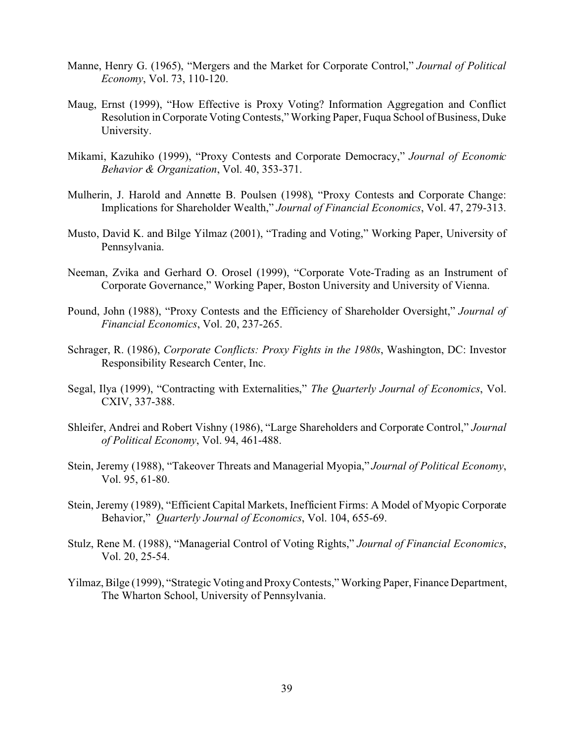Manne, Henry G. (1965), "Mergers and the Market for Corporate Control," *Journal of Political Economy*, Vol. 73, 110-120.

Maug, Ernst (1999), "How Effective is Proxy Voting? Information Aggregation and Conflict Resolution in Corporate Voting Contests," Working Paper, Fuqua School of Business, Duke University.

Mikami, Kazuhiko (1999), "Proxy Contests and Corporate Democracy," *Journal of Economic Behavior & Organization*, Vol. 40, 353-371.

Mulherin, J. Harold and Annette B. Poulsen (1998), "Proxy Contests and Corporate Change: Implications for Shareholder Wealth," *Journal of Financial Economics*, Vol. 47, 279-313.

Musto, David K. and Bilge Yilmaz (2001), "Trading and Voting," Working Paper, University of Pennsylvania.

Neeman, Zvika and Gerhard O. Orosel (1999), "Corporate Vote-Trading as an Instrument of Corporate Governance," Working Paper, Boston University and University of Vienna.

Pound, John (1988), "Proxy Contests and the Efficiency of Shareholder Oversight," *Journal of Financial Economics*, Vol. 20, 237-265.

Schrager, R. (1986), *Corporate Conflicts: Proxy Fights in the 1980s*, Washington, DC: Investor Responsibility Research Center, Inc.

Segal, Ilya (1999), "Contracting with Externalities," *The Quarterly Journal of Economics*, Vol. CXIV, 337-388.

Shleifer, Andrei and Robert Vishny (1986), "Large Shareholders and Corporate Control," *Journal of Political Economy*, Vol. 94, 461-488.

Stein, Jeremy (1988), "Takeover Threats and Managerial Myopia," *Journal of Political Economy*, Vol. 95, 61-80.

Stein, Jeremy (1989), "Efficient Capital Markets, Inefficient Firms: A Model of Myopic Corporate Behavior," *Quarterly Journal of Economics*, Vol. 104, 655-69.

Stulz, Rene M. (1988), "Managerial Control of Voting Rights," *Journal of Financial Economics*, Vol. 20, 25-54.

Yilmaz, Bilge (1999), "Strategic Voting and Proxy Contests," Working Paper, Finance Department, The Wharton School, University of Pennsylvania.